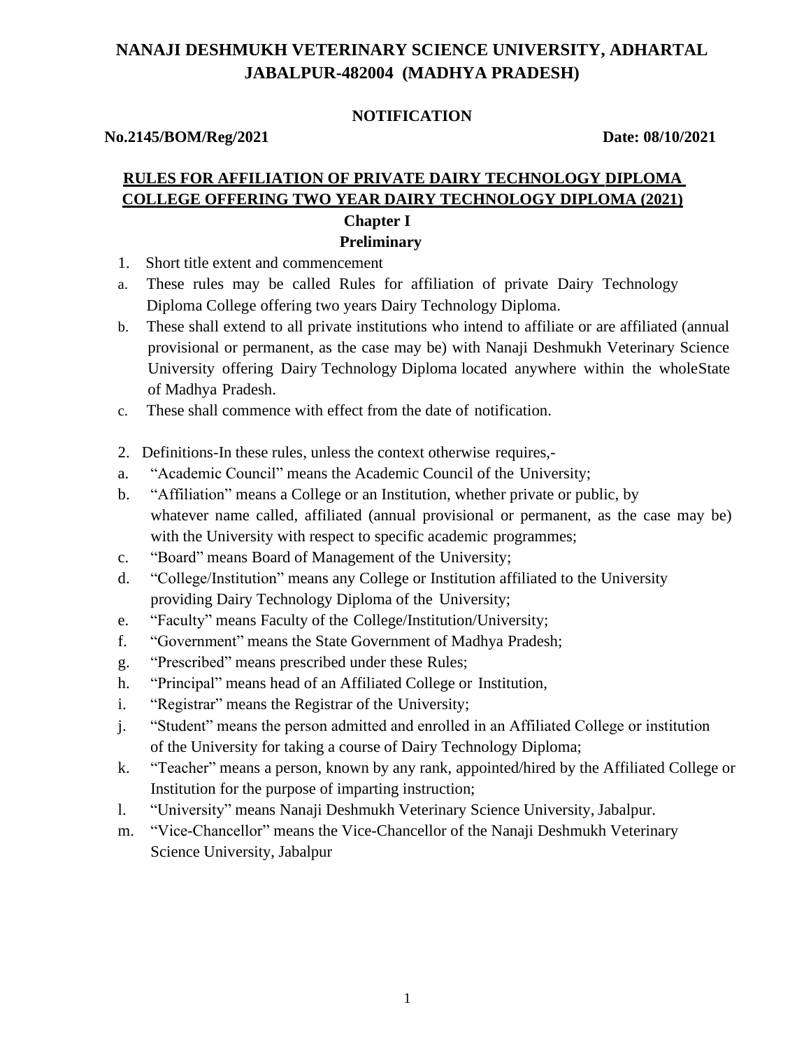# NANAJI DESHMUKH VETERINARY SCIENCE UNIVERSITY, ADHARTAL JABALPUR-482004 (MADHYA PRADESH)

**NOTIFICATION**

**No.2145/BOM/Reg/2021** **Date: 08/10/2021**

## RULES FOR AFFILIATION OF PRIVATE DAIRY TECHNOLOGY DIPLOMA COLLEGE OFFERING TWO YEAR DAIRY TECHNOLOGY DIPLOMA (2021)

### Chapter I

### Preliminary

1. Short title extent and commencement

a. These rules may be called Rules for affiliation of private Dairy Technology Diploma College offering two years Dairy Technology Diploma.

b. These shall extend to all private institutions who intend to affiliate or are affiliated (annual provisional or permanent, as the case may be) with Nanaji Deshmukh Veterinary Science University offering Dairy Technology Diploma located anywhere within the wholeState of Madhya Pradesh.

c. These shall commence with effect from the date of notification.

2. Definitions-In these rules, unless the context otherwise requires,-

a. "Academic Council" means the Academic Council of the University;

b. "Affiliation" means a College or an Institution, whether private or public, by whatever name called, affiliated (annual provisional or permanent, as the case may be) with the University with respect to specific academic programmes;

c. "Board" means Board of Management of the University;

d. "College/Institution" means any College or Institution affiliated to the University providing Dairy Technology Diploma of the University;

e. "Faculty" means Faculty of the College/Institution/University;

f. "Government" means the State Government of Madhya Pradesh;

g. "Prescribed" means prescribed under these Rules;

h. "Principal" means head of an Affiliated College or Institution,

i. "Registrar" means the Registrar of the University;

j. "Student" means the person admitted and enrolled in an Affiliated College or institution of the University for taking a course of Dairy Technology Diploma;

k. "Teacher" means a person, known by any rank, appointed/hired by the Affiliated College or Institution for the purpose of imparting instruction;

l. "University" means Nanaji Deshmukh Veterinary Science University, Jabalpur.

m. "Vice-Chancellor" means the Vice-Chancellor of the Nanaji Deshmukh Veterinary Science University, Jabalpur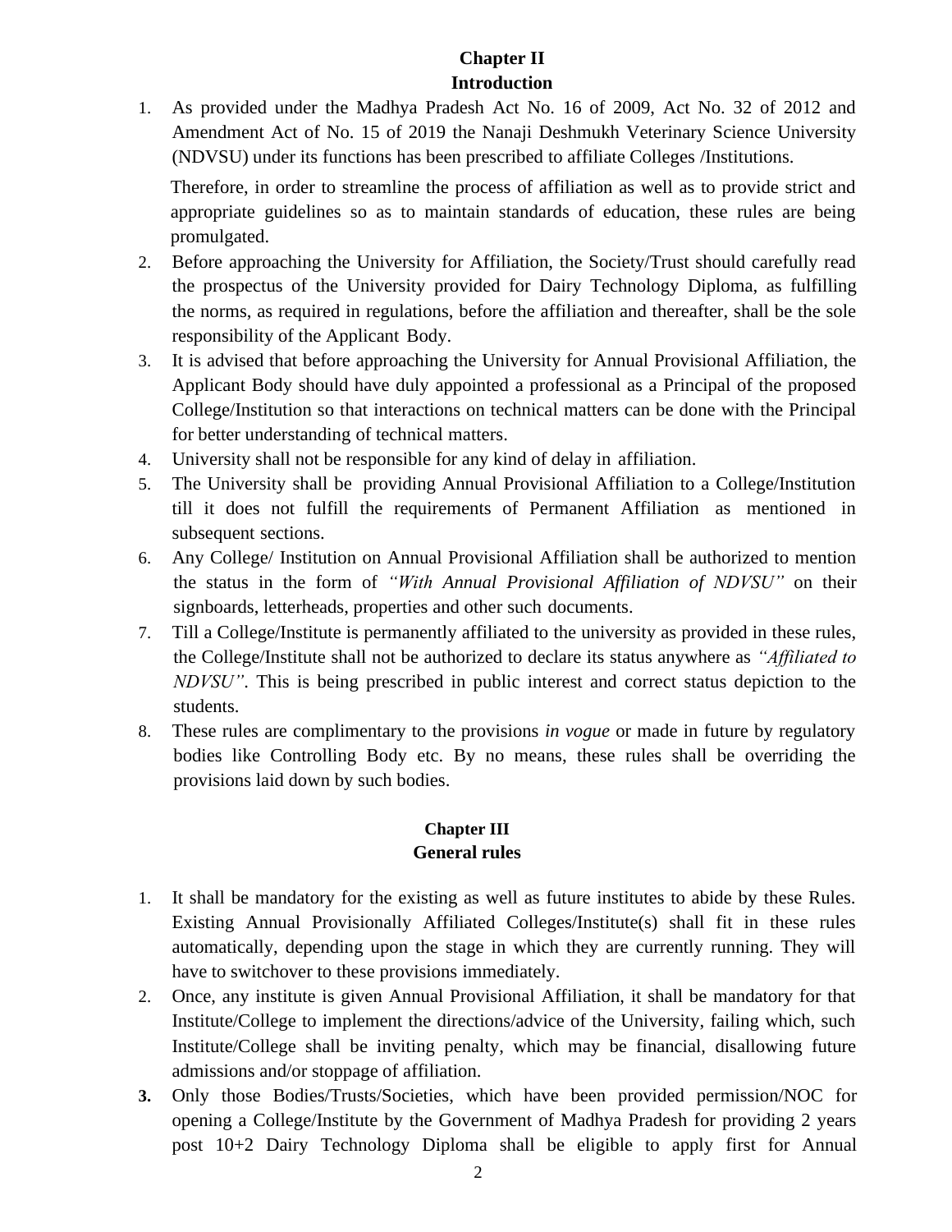## Chapter II
## Introduction

1. As provided under the Madhya Pradesh Act No. 16 of 2009, Act No. 32 of 2012 and Amendment Act of No. 15 of 2019 the Nanaji Deshmukh Veterinary Science University (NDVSU) under its functions has been prescribed to affiliate Colleges /Institutions.

   Therefore, in order to streamline the process of affiliation as well as to provide strict and appropriate guidelines so as to maintain standards of education, these rules are being promulgated.

2. Before approaching the University for Affiliation, the Society/Trust should carefully read the prospectus of the University provided for Dairy Technology Diploma, as fulfilling the norms, as required in regulations, before the affiliation and thereafter, shall be the sole responsibility of the Applicant Body.
3. It is advised that before approaching the University for Annual Provisional Affiliation, the Applicant Body should have duly appointed a professional as a Principal of the proposed College/Institution so that interactions on technical matters can be done with the Principal for better understanding of technical matters.
4. University shall not be responsible for any kind of delay in affiliation.
5. The University shall be providing Annual Provisional Affiliation to a College/Institution till it does not fulfill the requirements of Permanent Affiliation as mentioned in subsequent sections.
6. Any College/ Institution on Annual Provisional Affiliation shall be authorized to mention the status in the form of *"With Annual Provisional Affiliation of NDVSU"* on their signboards, letterheads, properties and other such documents.
7. Till a College/Institute is permanently affiliated to the university as provided in these rules, the College/Institute shall not be authorized to declare its status anywhere as *"Affiliated to NDVSU"*. This is being prescribed in public interest and correct status depiction to the students.
8. These rules are complimentary to the provisions *in vogue* or made in future by regulatory bodies like Controlling Body etc. By no means, these rules shall be overriding the provisions laid down by such bodies.

## Chapter III
## General rules

1. It shall be mandatory for the existing as well as future institutes to abide by these Rules. Existing Annual Provisionally Affiliated Colleges/Institute(s) shall fit in these rules automatically, depending upon the stage in which they are currently running. They will have to switchover to these provisions immediately.
2. Once, any institute is given Annual Provisional Affiliation, it shall be mandatory for that Institute/College to implement the directions/advice of the University, failing which, such Institute/College shall be inviting penalty, which may be financial, disallowing future admissions and/or stoppage of affiliation.
3. Only those Bodies/Trusts/Societies, which have been provided permission/NOC for opening a College/Institute by the Government of Madhya Pradesh for providing 2 years post 10+2 Dairy Technology Diploma shall be eligible to apply first for Annual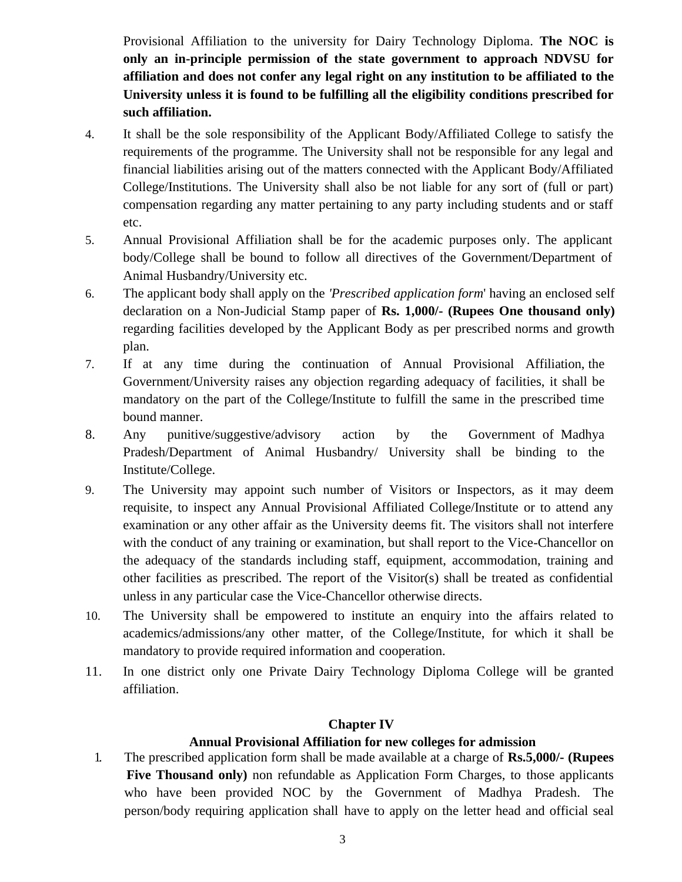Provisional Affiliation to the university for Dairy Technology Diploma. **The NOC is only an in-principle permission of the state government to approach NDVSU for affiliation and does not confer any legal right on any institution to be affiliated to the University unless it is found to be fulfilling all the eligibility conditions prescribed for such affiliation.**

4. It shall be the sole responsibility of the Applicant Body/Affiliated College to satisfy the requirements of the programme. The University shall not be responsible for any legal and financial liabilities arising out of the matters connected with the Applicant Body/Affiliated College/Institutions. The University shall also be not liable for any sort of (full or part) compensation regarding any matter pertaining to any party including students and or staff etc.
5. Annual Provisional Affiliation shall be for the academic purposes only. The applicant body/College shall be bound to follow all directives of the Government/Department of Animal Husbandry/University etc.
6. The applicant body shall apply on the '*Prescribed application form*' having an enclosed self declaration on a Non-Judicial Stamp paper of **Rs. 1,000/- (Rupees One thousand only)** regarding facilities developed by the Applicant Body as per prescribed norms and growth plan.
7. If at any time during the continuation of Annual Provisional Affiliation, the Government/University raises any objection regarding adequacy of facilities, it shall be mandatory on the part of the College/Institute to fulfill the same in the prescribed time bound manner.
8. Any punitive/suggestive/advisory action by the Government of Madhya Pradesh/Department of Animal Husbandry/ University shall be binding to the Institute/College.
9. The University may appoint such number of Visitors or Inspectors, as it may deem requisite, to inspect any Annual Provisional Affiliated College/Institute or to attend any examination or any other affair as the University deems fit. The visitors shall not interfere with the conduct of any training or examination, but shall report to the Vice-Chancellor on the adequacy of the standards including staff, equipment, accommodation, training and other facilities as prescribed. The report of the Visitor(s) shall be treated as confidential unless in any particular case the Vice-Chancellor otherwise directs.
10. The University shall be empowered to institute an enquiry into the affairs related to academics/admissions/any other matter, of the College/Institute, for which it shall be mandatory to provide required information and cooperation.
11. In one district only one Private Dairy Technology Diploma College will be granted affiliation.

## Chapter IV

## Annual Provisional Affiliation for new colleges for admission

1. The prescribed application form shall be made available at a charge of **Rs.5,000/- (Rupees Five Thousand only)** non refundable as Application Form Charges, to those applicants who have been provided NOC by the Government of Madhya Pradesh. The person/body requiring application shall have to apply on the letter head and official seal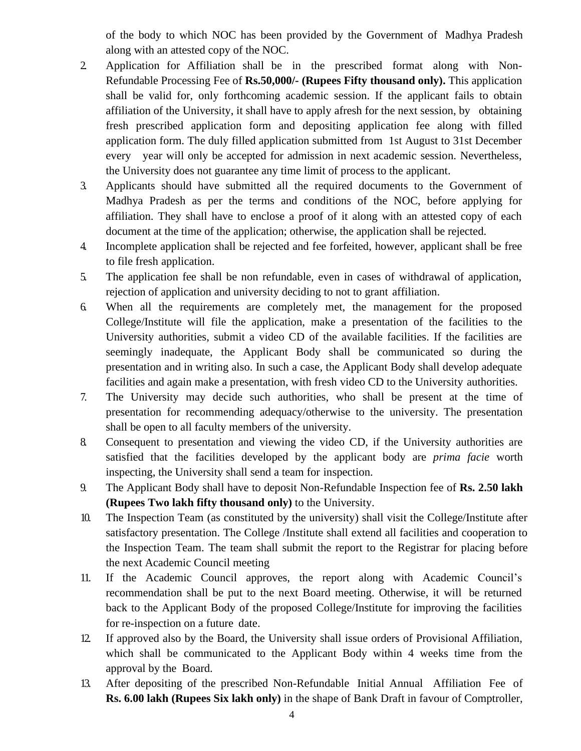of the body to which NOC has been provided by the Government of Madhya Pradesh along with an attested copy of the NOC.

2. Application for Affiliation shall be in the prescribed format along with Non-Refundable Processing Fee of **Rs.50,000/- (Rupees Fifty thousand only).** This application shall be valid for, only forthcoming academic session. If the applicant fails to obtain affiliation of the University, it shall have to apply afresh for the next session, by obtaining fresh prescribed application form and depositing application fee along with filled application form. The duly filled application submitted from 1st August to 31st December every year will only be accepted for admission in next academic session. Nevertheless, the University does not guarantee any time limit of process to the applicant.
3. Applicants should have submitted all the required documents to the Government of Madhya Pradesh as per the terms and conditions of the NOC, before applying for affiliation. They shall have to enclose a proof of it along with an attested copy of each document at the time of the application; otherwise, the application shall be rejected.
4. Incomplete application shall be rejected and fee forfeited, however, applicant shall be free to file fresh application.
5. The application fee shall be non refundable, even in cases of withdrawal of application, rejection of application and university deciding to not to grant affiliation.
6. When all the requirements are completely met, the management for the proposed College/Institute will file the application, make a presentation of the facilities to the University authorities, submit a video CD of the available facilities. If the facilities are seemingly inadequate, the Applicant Body shall be communicated so during the presentation and in writing also. In such a case, the Applicant Body shall develop adequate facilities and again make a presentation, with fresh video CD to the University authorities.
7. The University may decide such authorities, who shall be present at the time of presentation for recommending adequacy/otherwise to the university. The presentation shall be open to all faculty members of the university.
8. Consequent to presentation and viewing the video CD, if the University authorities are satisfied that the facilities developed by the applicant body are *prima facie* worth inspecting, the University shall send a team for inspection.
9. The Applicant Body shall have to deposit Non-Refundable Inspection fee of **Rs. 2.50 lakh (Rupees Two lakh fifty thousand only)** to the University.
10. The Inspection Team (as constituted by the university) shall visit the College/Institute after satisfactory presentation. The College /Institute shall extend all facilities and cooperation to the Inspection Team. The team shall submit the report to the Registrar for placing before the next Academic Council meeting
11. If the Academic Council approves, the report along with Academic Council's recommendation shall be put to the next Board meeting. Otherwise, it will be returned back to the Applicant Body of the proposed College/Institute for improving the facilities for re-inspection on a future date.
12. If approved also by the Board, the University shall issue orders of Provisional Affiliation, which shall be communicated to the Applicant Body within 4 weeks time from the approval by the Board.
13. After depositing of the prescribed Non-Refundable Initial Annual Affiliation Fee of **Rs. 6.00 lakh (Rupees Six lakh only)** in the shape of Bank Draft in favour of Comptroller,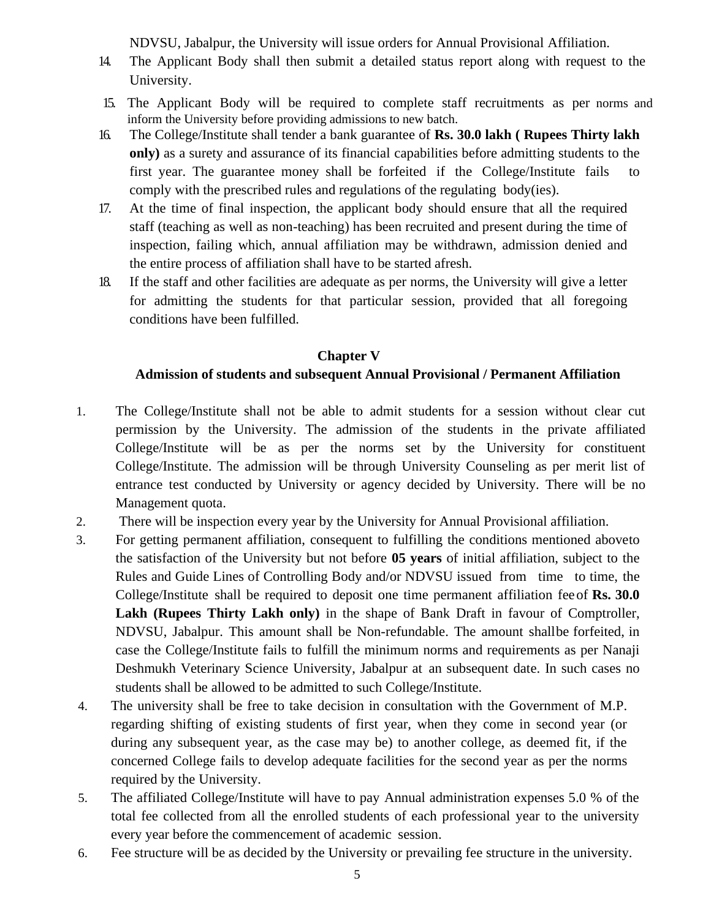NDVSU, Jabalpur, the University will issue orders for Annual Provisional Affiliation.

14. The Applicant Body shall then submit a detailed status report along with request to the University.
15. The Applicant Body will be required to complete staff recruitments as per norms and inform the University before providing admissions to new batch.
16. The College/Institute shall tender a bank guarantee of **Rs. 30.0 lakh ( Rupees Thirty lakh only)** as a surety and assurance of its financial capabilities before admitting students to the first year. The guarantee money shall be forfeited if the College/Institute fails to comply with the prescribed rules and regulations of the regulating body(ies).
17. At the time of final inspection, the applicant body should ensure that all the required staff (teaching as well as non-teaching) has been recruited and present during the time of inspection, failing which, annual affiliation may be withdrawn, admission denied and the entire process of affiliation shall have to be started afresh.
18. If the staff and other facilities are adequate as per norms, the University will give a letter for admitting the students for that particular session, provided that all foregoing conditions have been fulfilled.

## Chapter V

## Admission of students and subsequent Annual Provisional / Permanent Affiliation

1. The College/Institute shall not be able to admit students for a session without clear cut permission by the University. The admission of the students in the private affiliated College/Institute will be as per the norms set by the University for constituent College/Institute. The admission will be through University Counseling as per merit list of entrance test conducted by University or agency decided by University. There will be no Management quota.
2. There will be inspection every year by the University for Annual Provisional affiliation.
3. For getting permanent affiliation, consequent to fulfilling the conditions mentioned aboveto the satisfaction of the University but not before **05 years** of initial affiliation, subject to the Rules and Guide Lines of Controlling Body and/or NDVSU issued from time to time, the College/Institute shall be required to deposit one time permanent affiliation fee of **Rs. 30.0 Lakh (Rupees Thirty Lakh only)** in the shape of Bank Draft in favour of Comptroller, NDVSU, Jabalpur. This amount shall be Non-refundable. The amount shall be forfeited, in case the College/Institute fails to fulfill the minimum norms and requirements as per Nanaji Deshmukh Veterinary Science University, Jabalpur at an subsequent date. In such cases no students shall be allowed to be admitted to such College/Institute.
4. The university shall be free to take decision in consultation with the Government of M.P. regarding shifting of existing students of first year, when they come in second year (or during any subsequent year, as the case may be) to another college, as deemed fit, if the concerned College fails to develop adequate facilities for the second year as per the norms required by the University.
5. The affiliated College/Institute will have to pay Annual administration expenses 5.0 % of the total fee collected from all the enrolled students of each professional year to the university every year before the commencement of academic session.
6. Fee structure will be as decided by the University or prevailing fee structure in the university.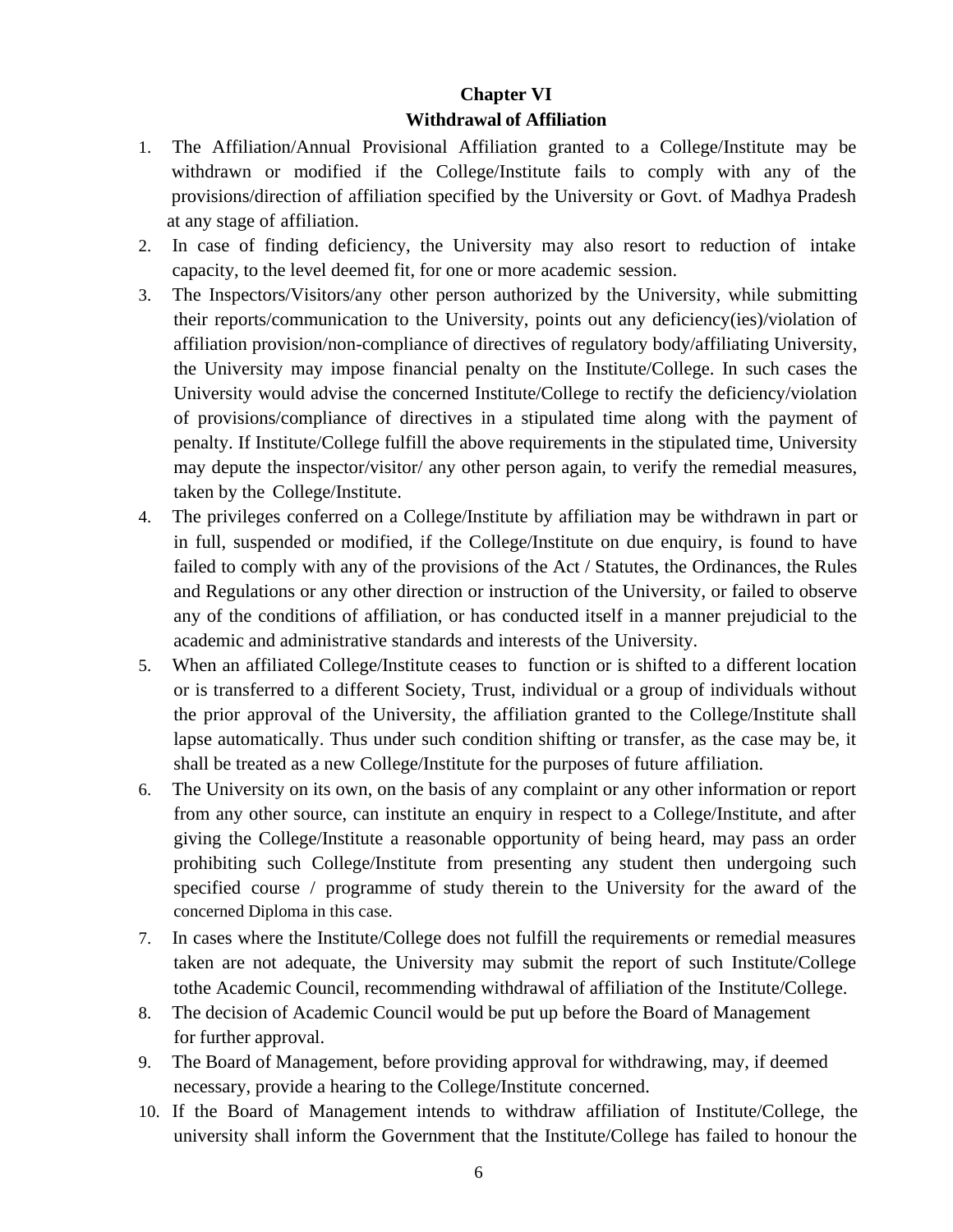# Chapter VI

## Withdrawal of Affiliation

1. The Affiliation/Annual Provisional Affiliation granted to a College/Institute may be withdrawn or modified if the College/Institute fails to comply with any of the provisions/direction of affiliation specified by the University or Govt. of Madhya Pradesh at any stage of affiliation.
2. In case of finding deficiency, the University may also resort to reduction of intake capacity, to the level deemed fit, for one or more academic session.
3. The Inspectors/Visitors/any other person authorized by the University, while submitting their reports/communication to the University, points out any deficiency(ies)/violation of affiliation provision/non-compliance of directives of regulatory body/affiliating University, the University may impose financial penalty on the Institute/College. In such cases the University would advise the concerned Institute/College to rectify the deficiency/violation of provisions/compliance of directives in a stipulated time along with the payment of penalty. If Institute/College fulfill the above requirements in the stipulated time, University may depute the inspector/visitor/ any other person again, to verify the remedial measures, taken by the College/Institute.
4. The privileges conferred on a College/Institute by affiliation may be withdrawn in part or in full, suspended or modified, if the College/Institute on due enquiry, is found to have failed to comply with any of the provisions of the Act / Statutes, the Ordinances, the Rules and Regulations or any other direction or instruction of the University, or failed to observe any of the conditions of affiliation, or has conducted itself in a manner prejudicial to the academic and administrative standards and interests of the University.
5. When an affiliated College/Institute ceases to function or is shifted to a different location or is transferred to a different Society, Trust, individual or a group of individuals without the prior approval of the University, the affiliation granted to the College/Institute shall lapse automatically. Thus under such condition shifting or transfer, as the case may be, it shall be treated as a new College/Institute for the purposes of future affiliation.
6. The University on its own, on the basis of any complaint or any other information or report from any other source, can institute an enquiry in respect to a College/Institute, and after giving the College/Institute a reasonable opportunity of being heard, may pass an order prohibiting such College/Institute from presenting any student then undergoing such specified course / programme of study therein to the University for the award of the concerned Diploma in this case.
7. In cases where the Institute/College does not fulfill the requirements or remedial measures taken are not adequate, the University may submit the report of such Institute/College tothe Academic Council, recommending withdrawal of affiliation of the Institute/College.
8. The decision of Academic Council would be put up before the Board of Management for further approval.
9. The Board of Management, before providing approval for withdrawing, may, if deemed necessary, provide a hearing to the College/Institute concerned.
10. If the Board of Management intends to withdraw affiliation of Institute/College, the university shall inform the Government that the Institute/College has failed to honour the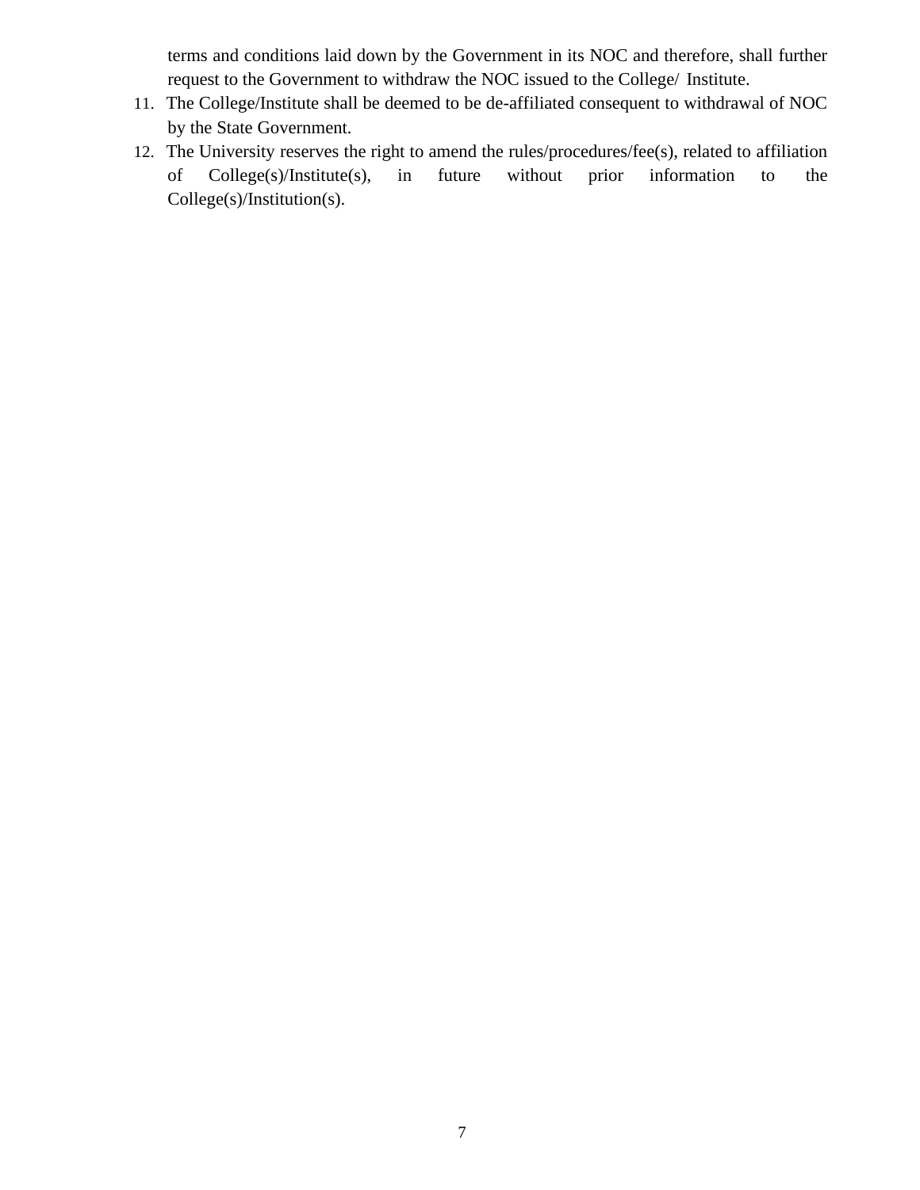terms and conditions laid down by the Government in its NOC and therefore, shall further request to the Government to withdraw the NOC issued to the College/ Institute.

11. The College/Institute shall be deemed to be de-affiliated consequent to withdrawal of NOC by the State Government.
12. The University reserves the right to amend the rules/procedures/fee(s), related to affiliation of College(s)/Institute(s), in future without prior information to the College(s)/Institution(s).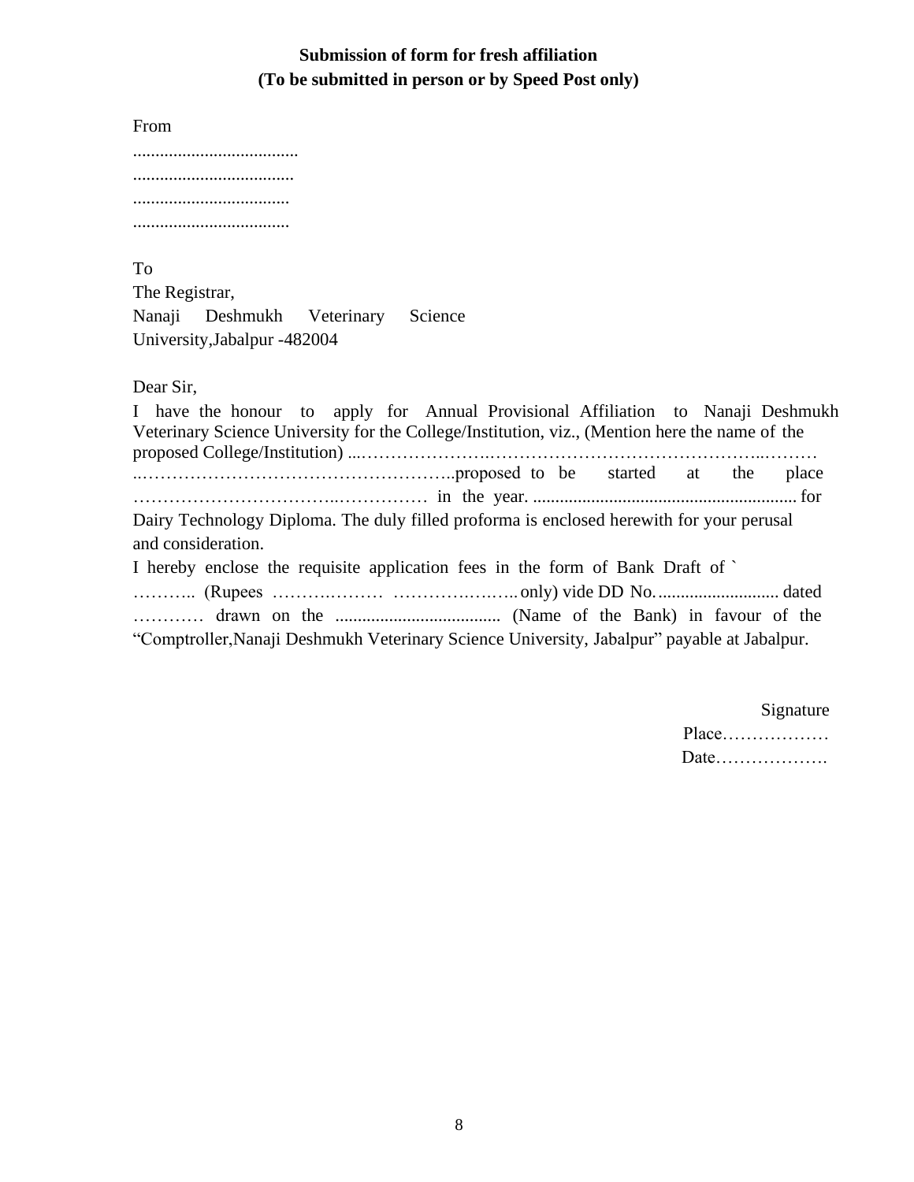**Submission of form for fresh affiliation**
**(To be submitted in person or by Speed Post only)**

From

.....................................
....................................
...................................
...................................

To
The Registrar,
Nanaji Deshmukh Veterinary Science University,Jabalpur -482004

Dear Sir,

I have the honour to apply for Annual Provisional Affiliation to Nanaji Deshmukh Veterinary Science University for the College/Institution, viz., (Mention here the name of the proposed College/Institution) ...………………….……………………………………..……… ..…………………………………………….proposed to be started at the place ……………………………..…………… in the year. ........................................................... for Dairy Technology Diploma. The duly filled proforma is enclosed herewith for your perusal and consideration.

I hereby enclose the requisite application fees in the form of Bank Draft of ` ……….. (Rupees ……….……… ……….….…..only) vide DD No. ........................... dated ………… drawn on the ..................................... (Name of the Bank) in favour of the "Comptroller,Nanaji Deshmukh Veterinary Science University, Jabalpur" payable at Jabalpur.

Signature
Place………………
Date……………….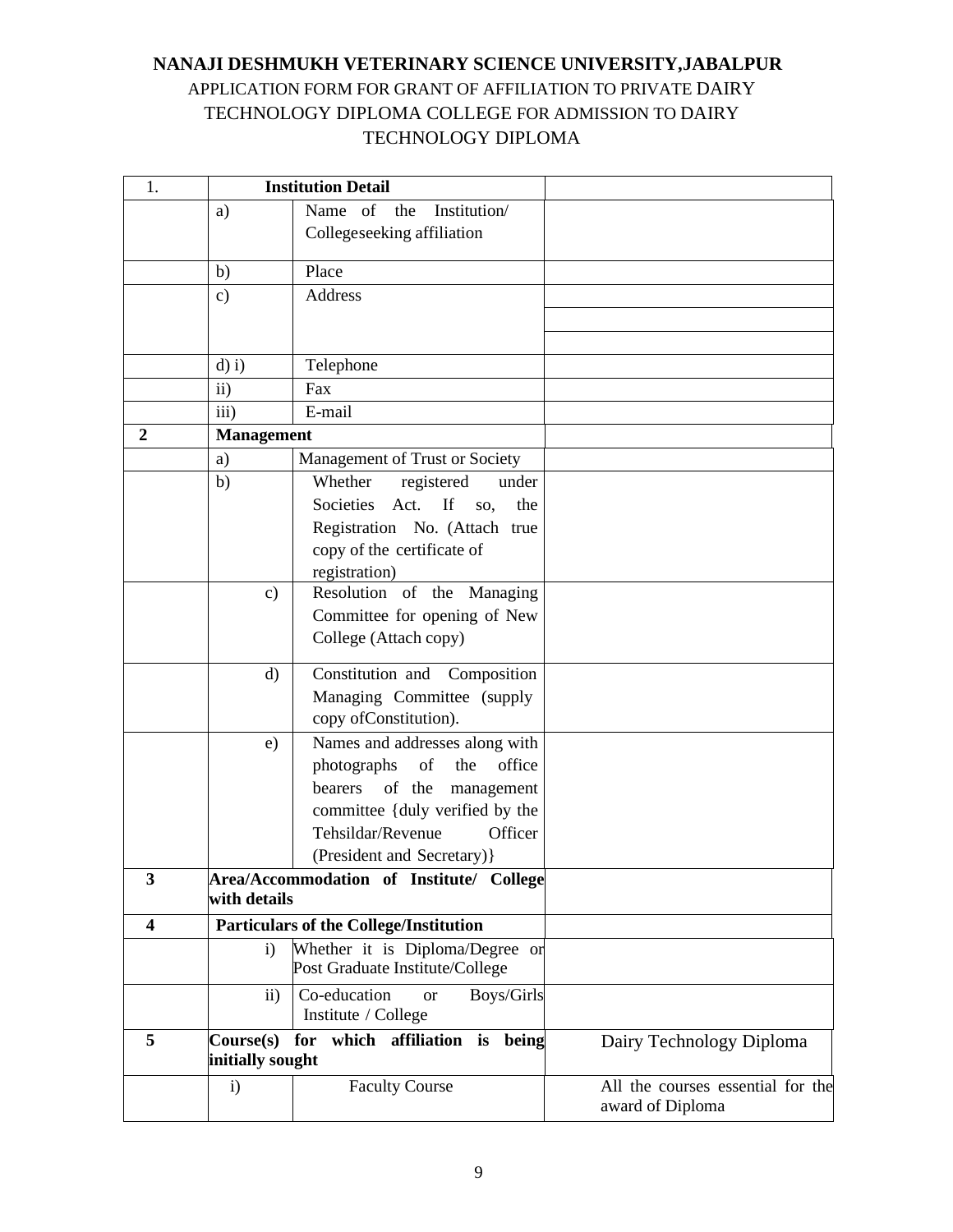**NANAJI DESHMUKH VETERINARY SCIENCE UNIVERSITY,JABALPUR**

APPLICATION FORM FOR GRANT OF AFFILIATION TO PRIVATE DAIRY TECHNOLOGY DIPLOMA COLLEGE FOR ADMISSION TO DAIRY TECHNOLOGY DIPLOMA

| 1. | **Institution Detail** | | |
|---|---|---|---|
| | a) | Name of the Institution/ Collegeseeking affiliation | |
| | b) | Place | |
| | c) | Address | |
| | d) i) | Telephone | |
| | ii) | Fax | |
| | iii) | E-mail | |
| **2** | **Management** | | |
| | a) | Management of Trust or Society | |
| | b) | Whether registered under Societies Act. If so, the Registration No. (Attach true copy of the certificate of registration) | |
| | c) | Resolution of the Managing Committee for opening of New College (Attach copy) | |
| | d) | Constitution and Composition Managing Committee (supply copy ofConstitution). | |
| | e) | Names and addresses along with photographs of the office bearers of the management committee {duly verified by the Tehsildar/Revenue Officer (President and Secretary)} | |
| **3** | **Area/Accommodation of Institute/ College with details** | | |
| **4** | **Particulars of the College/Institution** | | |
| | i) | Whether it is Diploma/Degree or Post Graduate Institute/College | |
| | ii) | Co-education or Boys/Girls Institute / College | |
| **5** | **Course(s) for which affiliation is being initially sought** | | Dairy Technology Diploma |
| | i) | Faculty Course | All the courses essential for the award of Diploma |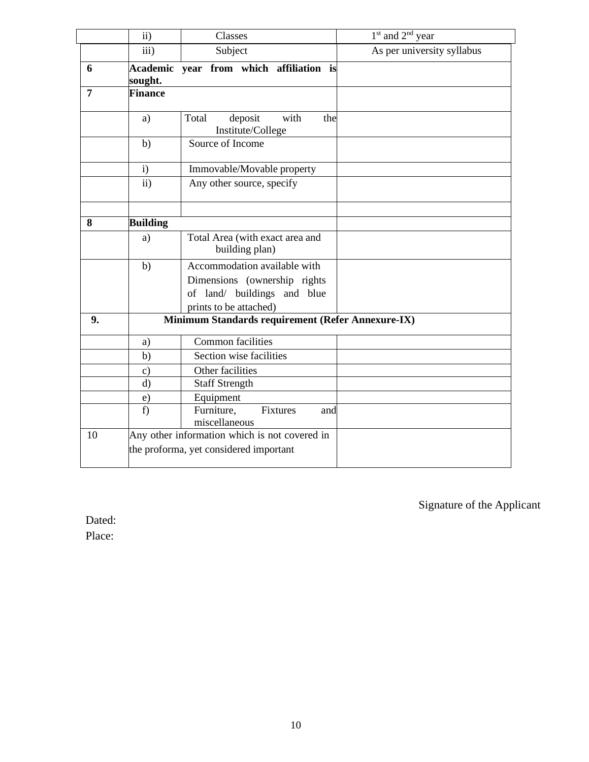| | | | |
|---|---|---|---|
| | ii) | Classes | 1st and 2nd year |
| | iii) | Subject | As per university syllabus |
| **6** | **Academic year from which affiliation is sought.** | | |
| **7** | **Finance** | | |
| | a) | Total deposit with the Institute/College | |
| | b) | Source of Income | |
| | i) | Immovable/Movable property | |
| | ii) | Any other source, specify | |
| | | | |
| **8** | **Building** | | |
| | a) | Total Area (with exact area and building plan) | |
| | b) | Accommodation available with Dimensions (ownership rights of land/ buildings and blue prints to be attached) | |
| **9.** | **Minimum Standards requirement (Refer Annexure-IX)** | | |
| | a) | Common facilities | |
| | b) | Section wise facilities | |
| | c) | Other facilities | |
| | d) | Staff Strength | |
| | e) | Equipment | |
| | f) | Furniture, Fixtures and miscellaneous | |
| 10 | Any other information which is not covered in the proforma, yet considered important | | |

Signature of the Applicant

Dated:

Place: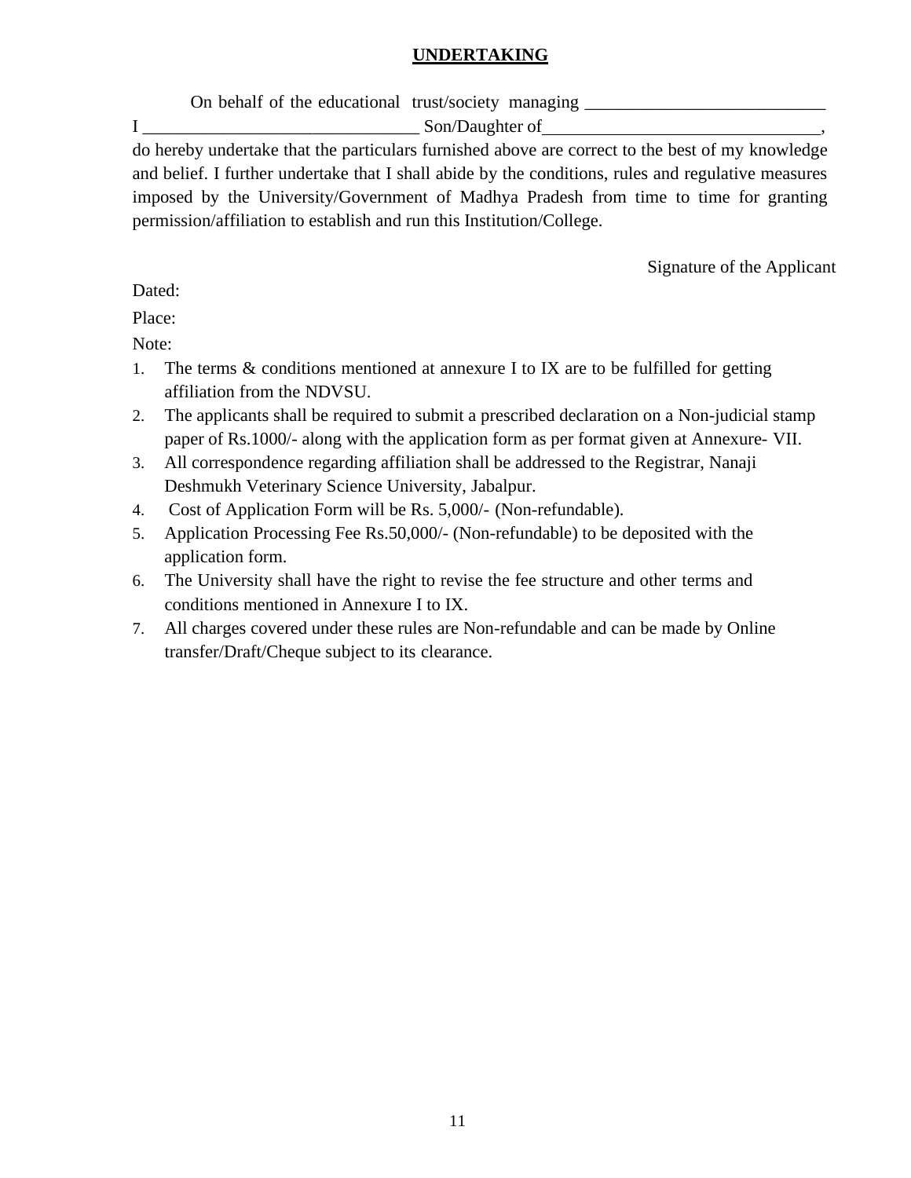## UNDERTAKING

On behalf of the educational trust/society managing ____________________________ I _______________________________ Son/Daughter of_______________________________, do hereby undertake that the particulars furnished above are correct to the best of my knowledge and belief. I further undertake that I shall abide by the conditions, rules and regulative measures imposed by the University/Government of Madhya Pradesh from time to time for granting permission/affiliation to establish and run this Institution/College.

Signature of the Applicant

Dated:

Place:

Note:

1. The terms & conditions mentioned at annexure I to IX are to be fulfilled for getting affiliation from the NDVSU.
2. The applicants shall be required to submit a prescribed declaration on a Non-judicial stamp paper of Rs.1000/- along with the application form as per format given at Annexure- VII.
3. All correspondence regarding affiliation shall be addressed to the Registrar, Nanaji Deshmukh Veterinary Science University, Jabalpur.
4. Cost of Application Form will be Rs. 5,000/- (Non-refundable).
5. Application Processing Fee Rs.50,000/- (Non-refundable) to be deposited with the application form.
6. The University shall have the right to revise the fee structure and other terms and conditions mentioned in Annexure I to IX.
7. All charges covered under these rules are Non-refundable and can be made by Online transfer/Draft/Cheque subject to its clearance.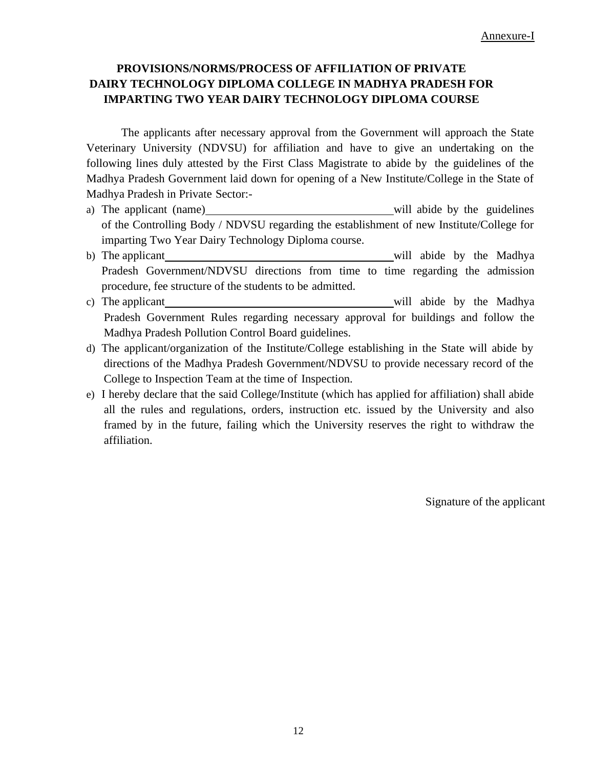Annexure-I

**PROVISIONS/NORMS/PROCESS OF AFFILIATION OF PRIVATE DAIRY TECHNOLOGY DIPLOMA COLLEGE IN MADHYA PRADESH FOR IMPARTING TWO YEAR DAIRY TECHNOLOGY DIPLOMA COURSE**

The applicants after necessary approval from the Government will approach the State Veterinary University (NDVSU) for affiliation and have to give an undertaking on the following lines duly attested by the First Class Magistrate to abide by the guidelines of the Madhya Pradesh Government laid down for opening of a New Institute/College in the State of Madhya Pradesh in Private Sector:-

a) The applicant (name)________________________________will abide by the guidelines of the Controlling Body / NDVSU regarding the establishment of new Institute/College for imparting Two Year Dairy Technology Diploma course.

b) The applicant________________________________________will abide by the Madhya Pradesh Government/NDVSU directions from time to time regarding the admission procedure, fee structure of the students to be admitted.

c) The applicant________________________________________will abide by the Madhya Pradesh Government Rules regarding necessary approval for buildings and follow the Madhya Pradesh Pollution Control Board guidelines.

d) The applicant/organization of the Institute/College establishing in the State will abide by directions of the Madhya Pradesh Government/NDVSU to provide necessary record of the College to Inspection Team at the time of Inspection.

e) I hereby declare that the said College/Institute (which has applied for affiliation) shall abide all the rules and regulations, orders, instruction etc. issued by the University and also framed by in the future, failing which the University reserves the right to withdraw the affiliation.

Signature of the applicant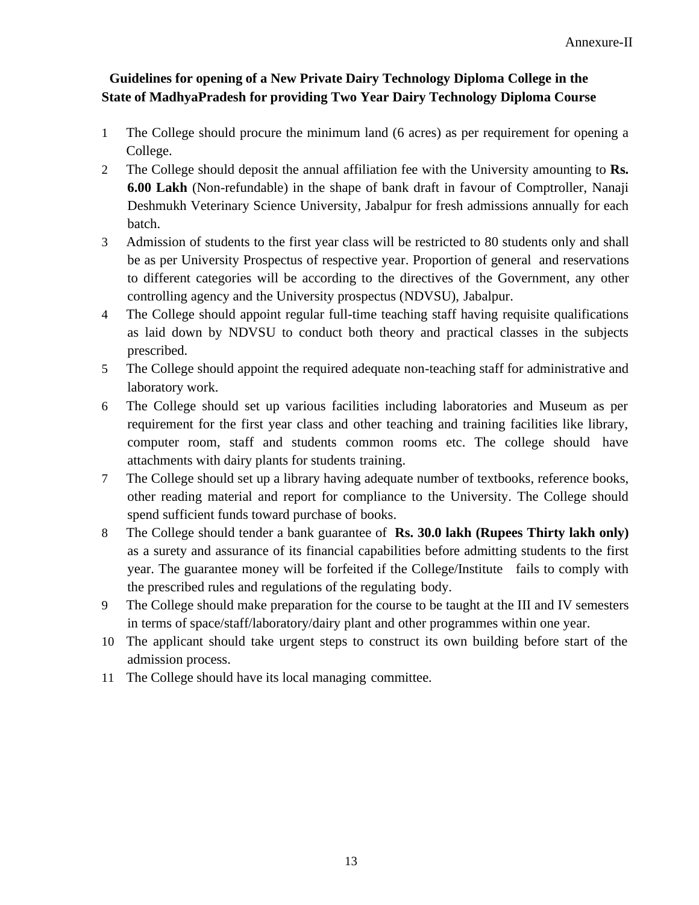Annexure-II

## Guidelines for opening of a New Private Dairy Technology Diploma College in the State of MadhyaPradesh for providing Two Year Dairy Technology Diploma Course

1. The College should procure the minimum land (6 acres) as per requirement for opening a College.
2. The College should deposit the annual affiliation fee with the University amounting to **Rs. 6.00 Lakh** (Non-refundable) in the shape of bank draft in favour of Comptroller, Nanaji Deshmukh Veterinary Science University, Jabalpur for fresh admissions annually for each batch.
3. Admission of students to the first year class will be restricted to 80 students only and shall be as per University Prospectus of respective year. Proportion of general and reservations to different categories will be according to the directives of the Government, any other controlling agency and the University prospectus (NDVSU), Jabalpur.
4. The College should appoint regular full-time teaching staff having requisite qualifications as laid down by NDVSU to conduct both theory and practical classes in the subjects prescribed.
5. The College should appoint the required adequate non-teaching staff for administrative and laboratory work.
6. The College should set up various facilities including laboratories and Museum as per requirement for the first year class and other teaching and training facilities like library, computer room, staff and students common rooms etc. The college should have attachments with dairy plants for students training.
7. The College should set up a library having adequate number of textbooks, reference books, other reading material and report for compliance to the University. The College should spend sufficient funds toward purchase of books.
8. The College should tender a bank guarantee of **Rs. 30.0 lakh (Rupees Thirty lakh only)** as a surety and assurance of its financial capabilities before admitting students to the first year. The guarantee money will be forfeited if the College/Institute fails to comply with the prescribed rules and regulations of the regulating body.
9. The College should make preparation for the course to be taught at the III and IV semesters in terms of space/staff/laboratory/dairy plant and other programmes within one year.
10. The applicant should take urgent steps to construct its own building before start of the admission process.
11. The College should have its local managing committee.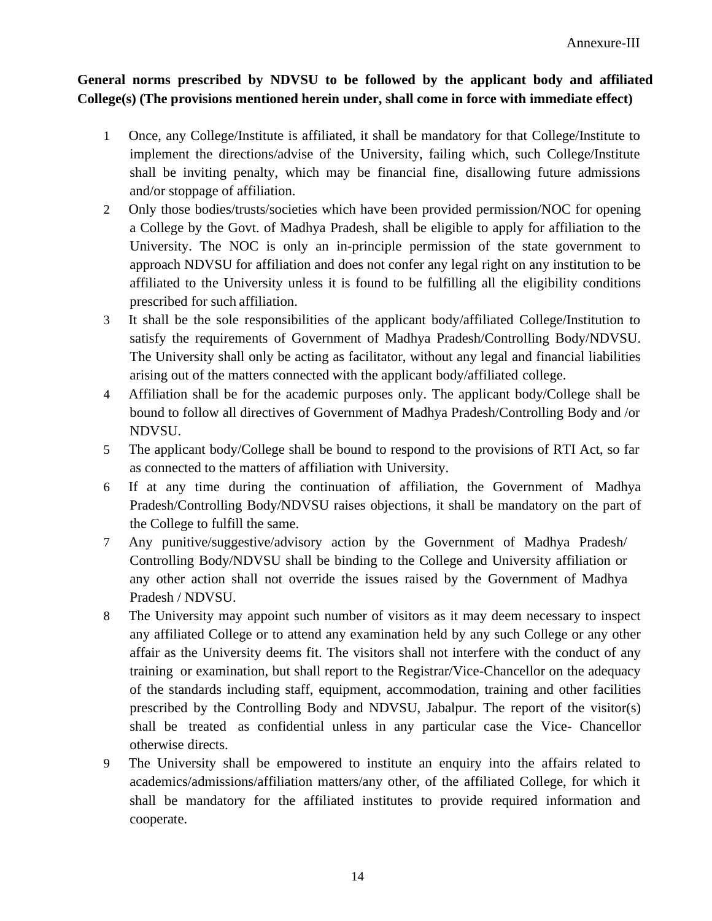Annexure-III

**General norms prescribed by NDVSU to be followed by the applicant body and affiliated College(s) (The provisions mentioned herein under, shall come in force with immediate effect)**

1. Once, any College/Institute is affiliated, it shall be mandatory for that College/Institute to implement the directions/advise of the University, failing which, such College/Institute shall be inviting penalty, which may be financial fine, disallowing future admissions and/or stoppage of affiliation.
2. Only those bodies/trusts/societies which have been provided permission/NOC for opening a College by the Govt. of Madhya Pradesh, shall be eligible to apply for affiliation to the University. The NOC is only an in-principle permission of the state government to approach NDVSU for affiliation and does not confer any legal right on any institution to be affiliated to the University unless it is found to be fulfilling all the eligibility conditions prescribed for such affiliation.
3. It shall be the sole responsibilities of the applicant body/affiliated College/Institution to satisfy the requirements of Government of Madhya Pradesh/Controlling Body/NDVSU. The University shall only be acting as facilitator, without any legal and financial liabilities arising out of the matters connected with the applicant body/affiliated college.
4. Affiliation shall be for the academic purposes only. The applicant body/College shall be bound to follow all directives of Government of Madhya Pradesh/Controlling Body and /or NDVSU.
5. The applicant body/College shall be bound to respond to the provisions of RTI Act, so far as connected to the matters of affiliation with University.
6. If at any time during the continuation of affiliation, the Government of Madhya Pradesh/Controlling Body/NDVSU raises objections, it shall be mandatory on the part of the College to fulfill the same.
7. Any punitive/suggestive/advisory action by the Government of Madhya Pradesh/ Controlling Body/NDVSU shall be binding to the College and University affiliation or any other action shall not override the issues raised by the Government of Madhya Pradesh / NDVSU.
8. The University may appoint such number of visitors as it may deem necessary to inspect any affiliated College or to attend any examination held by any such College or any other affair as the University deems fit. The visitors shall not interfere with the conduct of any training or examination, but shall report to the Registrar/Vice-Chancellor on the adequacy of the standards including staff, equipment, accommodation, training and other facilities prescribed by the Controlling Body and NDVSU, Jabalpur. The report of the visitor(s) shall be treated as confidential unless in any particular case the Vice- Chancellor otherwise directs.
9. The University shall be empowered to institute an enquiry into the affairs related to academics/admissions/affiliation matters/any other, of the affiliated College, for which it shall be mandatory for the affiliated institutes to provide required information and cooperate.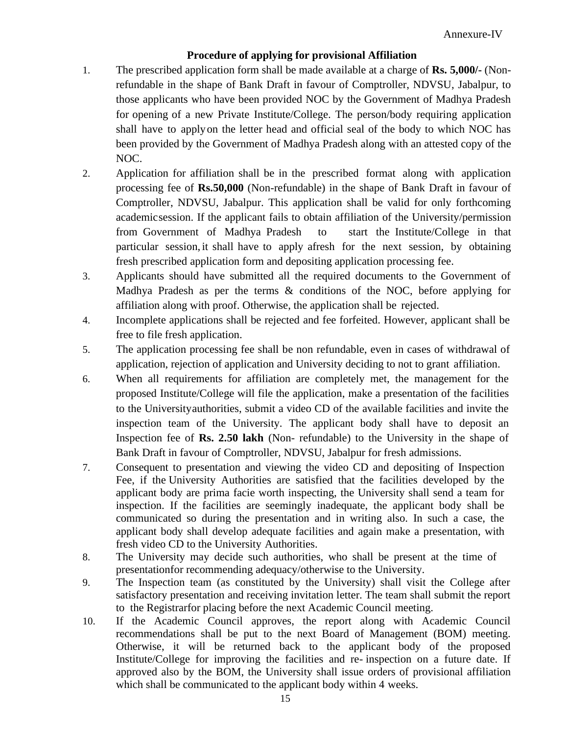Annexure-IV

### Procedure of applying for provisional Affiliation

1. The prescribed application form shall be made available at a charge of **Rs. 5,000/-** (Non-refundable in the shape of Bank Draft in favour of Comptroller, NDVSU, Jabalpur, to those applicants who have been provided NOC by the Government of Madhya Pradesh for opening of a new Private Institute/College. The person/body requiring application shall have to apply on the letter head and official seal of the body to which NOC has been provided by the Government of Madhya Pradesh along with an attested copy of the NOC.
2. Application for affiliation shall be in the prescribed format along with application processing fee of **Rs.50,000** (Non-refundable) in the shape of Bank Draft in favour of Comptroller, NDVSU, Jabalpur. This application shall be valid for only forthcoming academic session. If the applicant fails to obtain affiliation of the University/permission from Government of Madhya Pradesh to start the Institute/College in that particular session, it shall have to apply afresh for the next session, by obtaining fresh prescribed application form and depositing application processing fee.
3. Applicants should have submitted all the required documents to the Government of Madhya Pradesh as per the terms & conditions of the NOC, before applying for affiliation along with proof. Otherwise, the application shall be rejected.
4. Incomplete applications shall be rejected and fee forfeited. However, applicant shall be free to file fresh application.
5. The application processing fee shall be non refundable, even in cases of withdrawal of application, rejection of application and University deciding to not to grant affiliation.
6. When all requirements for affiliation are completely met, the management for the proposed Institute/College will file the application, make a presentation of the facilities to the University authorities, submit a video CD of the available facilities and invite the inspection team of the University. The applicant body shall have to deposit an Inspection fee of **Rs. 2.50 lakh** (Non- refundable) to the University in the shape of Bank Draft in favour of Comptroller, NDVSU, Jabalpur for fresh admissions.
7. Consequent to presentation and viewing the video CD and depositing of Inspection Fee, if the University Authorities are satisfied that the facilities developed by the applicant body are prima facie worth inspecting, the University shall send a team for inspection. If the facilities are seemingly inadequate, the applicant body shall be communicated so during the presentation and in writing also. In such a case, the applicant body shall develop adequate facilities and again make a presentation, with fresh video CD to the University Authorities.
8. The University may decide such authorities, who shall be present at the time of presentation for recommending adequacy/otherwise to the University.
9. The Inspection team (as constituted by the University) shall visit the College after satisfactory presentation and receiving invitation letter. The team shall submit the report to the Registrar for placing before the next Academic Council meeting.
10. If the Academic Council approves, the report along with Academic Council recommendations shall be put to the next Board of Management (BOM) meeting. Otherwise, it will be returned back to the applicant body of the proposed Institute/College for improving the facilities and re- inspection on a future date. If approved also by the BOM, the University shall issue orders of provisional affiliation which shall be communicated to the applicant body within 4 weeks.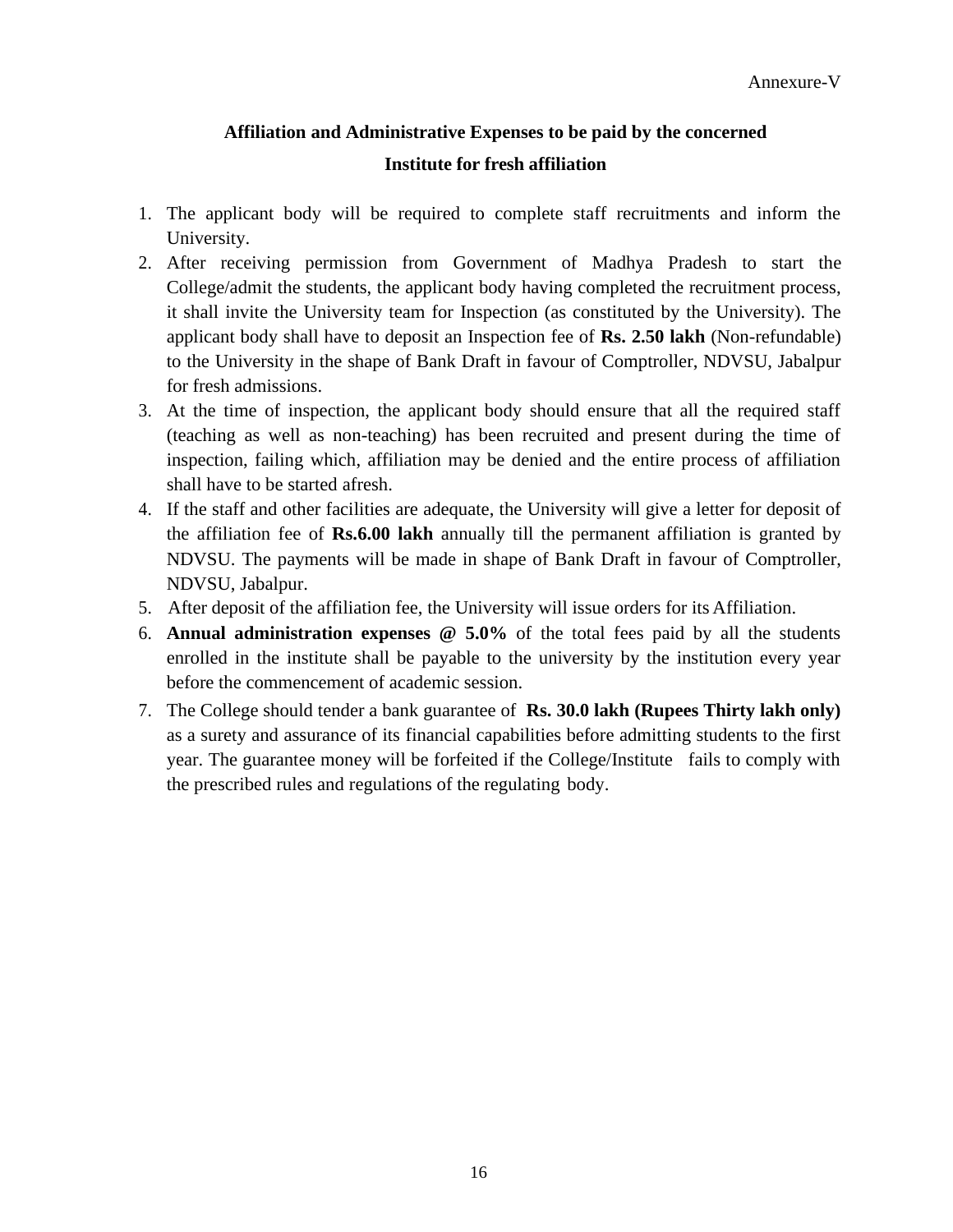Annexure-V

## Affiliation and Administrative Expenses to be paid by the concerned Institute for fresh affiliation

1. The applicant body will be required to complete staff recruitments and inform the University.
2. After receiving permission from Government of Madhya Pradesh to start the College/admit the students, the applicant body having completed the recruitment process, it shall invite the University team for Inspection (as constituted by the University). The applicant body shall have to deposit an Inspection fee of **Rs. 2.50 lakh** (Non-refundable) to the University in the shape of Bank Draft in favour of Comptroller, NDVSU, Jabalpur for fresh admissions.
3. At the time of inspection, the applicant body should ensure that all the required staff (teaching as well as non-teaching) has been recruited and present during the time of inspection, failing which, affiliation may be denied and the entire process of affiliation shall have to be started afresh.
4. If the staff and other facilities are adequate, the University will give a letter for deposit of the affiliation fee of **Rs.6.00 lakh** annually till the permanent affiliation is granted by NDVSU. The payments will be made in shape of Bank Draft in favour of Comptroller, NDVSU, Jabalpur.
5. After deposit of the affiliation fee, the University will issue orders for its Affiliation.
6. **Annual administration expenses @ 5.0%** of the total fees paid by all the students enrolled in the institute shall be payable to the university by the institution every year before the commencement of academic session.
7. The College should tender a bank guarantee of **Rs. 30.0 lakh (Rupees Thirty lakh only)** as a surety and assurance of its financial capabilities before admitting students to the first year. The guarantee money will be forfeited if the College/Institute fails to comply with the prescribed rules and regulations of the regulating body.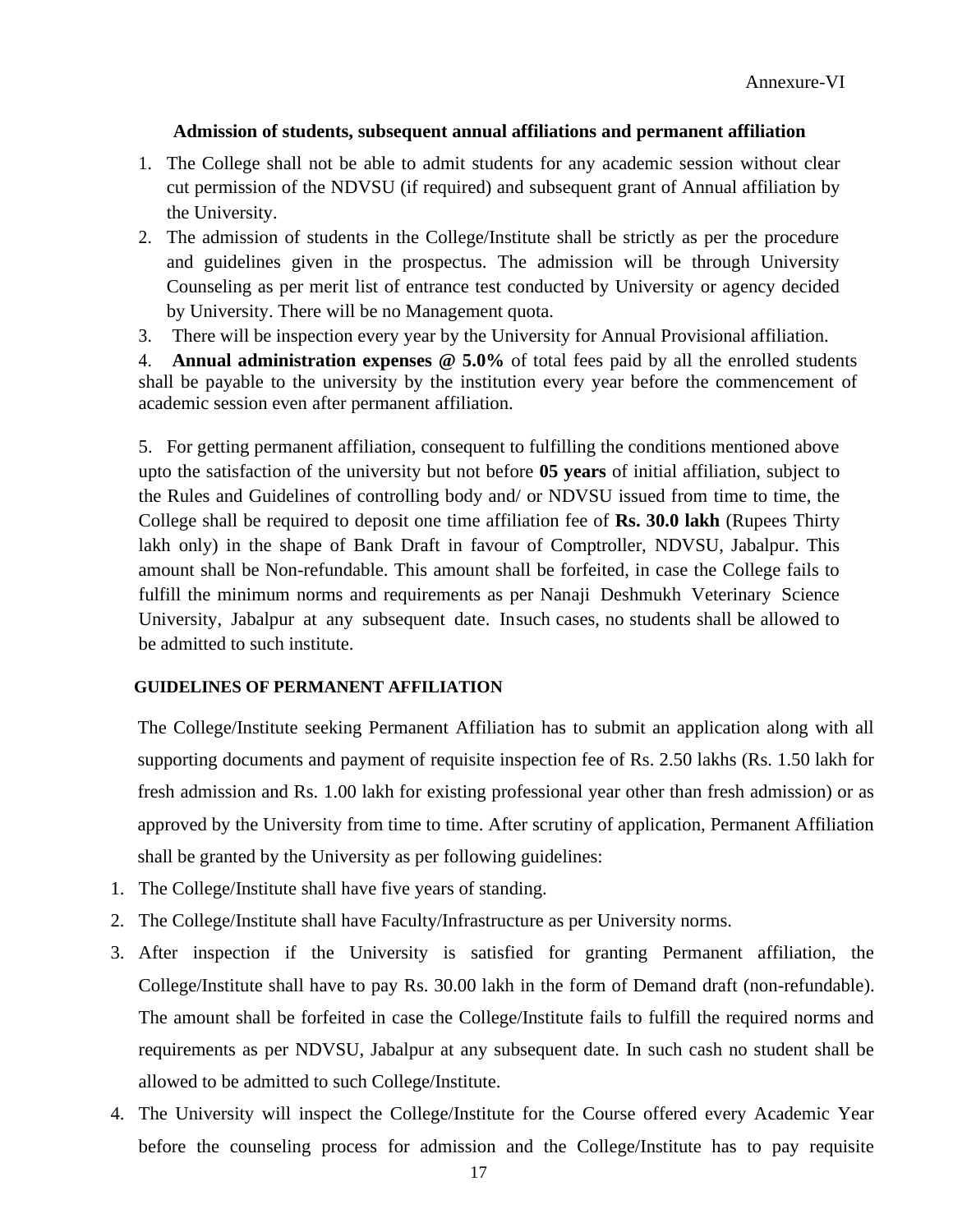Annexure-VI

### Admission of students, subsequent annual affiliations and permanent affiliation

1. The College shall not be able to admit students for any academic session without clear cut permission of the NDVSU (if required) and subsequent grant of Annual affiliation by the University.
2. The admission of students in the College/Institute shall be strictly as per the procedure and guidelines given in the prospectus. The admission will be through University Counseling as per merit list of entrance test conducted by University or agency decided by University. There will be no Management quota.
3. There will be inspection every year by the University for Annual Provisional affiliation.
4. **Annual administration expenses @ 5.0%** of total fees paid by all the enrolled students shall be payable to the university by the institution every year before the commencement of academic session even after permanent affiliation.
5. For getting permanent affiliation, consequent to fulfilling the conditions mentioned above upto the satisfaction of the university but not before **05 years** of initial affiliation, subject to the Rules and Guidelines of controlling body and/ or NDVSU issued from time to time, the College shall be required to deposit one time affiliation fee of **Rs. 30.0 lakh** (Rupees Thirty lakh only) in the shape of Bank Draft in favour of Comptroller, NDVSU, Jabalpur. This amount shall be Non-refundable. This amount shall be forfeited, in case the College fails to fulfill the minimum norms and requirements as per Nanaji Deshmukh Veterinary Science University, Jabalpur at any subsequent date. Insuch cases, no students shall be allowed to be admitted to such institute.

### GUIDELINES OF PERMANENT AFFILIATION

The College/Institute seeking Permanent Affiliation has to submit an application along with all supporting documents and payment of requisite inspection fee of Rs. 2.50 lakhs (Rs. 1.50 lakh for fresh admission and Rs. 1.00 lakh for existing professional year other than fresh admission) or as approved by the University from time to time. After scrutiny of application, Permanent Affiliation shall be granted by the University as per following guidelines:

1. The College/Institute shall have five years of standing.
2. The College/Institute shall have Faculty/Infrastructure as per University norms.
3. After inspection if the University is satisfied for granting Permanent affiliation, the College/Institute shall have to pay Rs. 30.00 lakh in the form of Demand draft (non-refundable). The amount shall be forfeited in case the College/Institute fails to fulfill the required norms and requirements as per NDVSU, Jabalpur at any subsequent date. In such cash no student shall be allowed to be admitted to such College/Institute.
4. The University will inspect the College/Institute for the Course offered every Academic Year before the counseling process for admission and the College/Institute has to pay requisite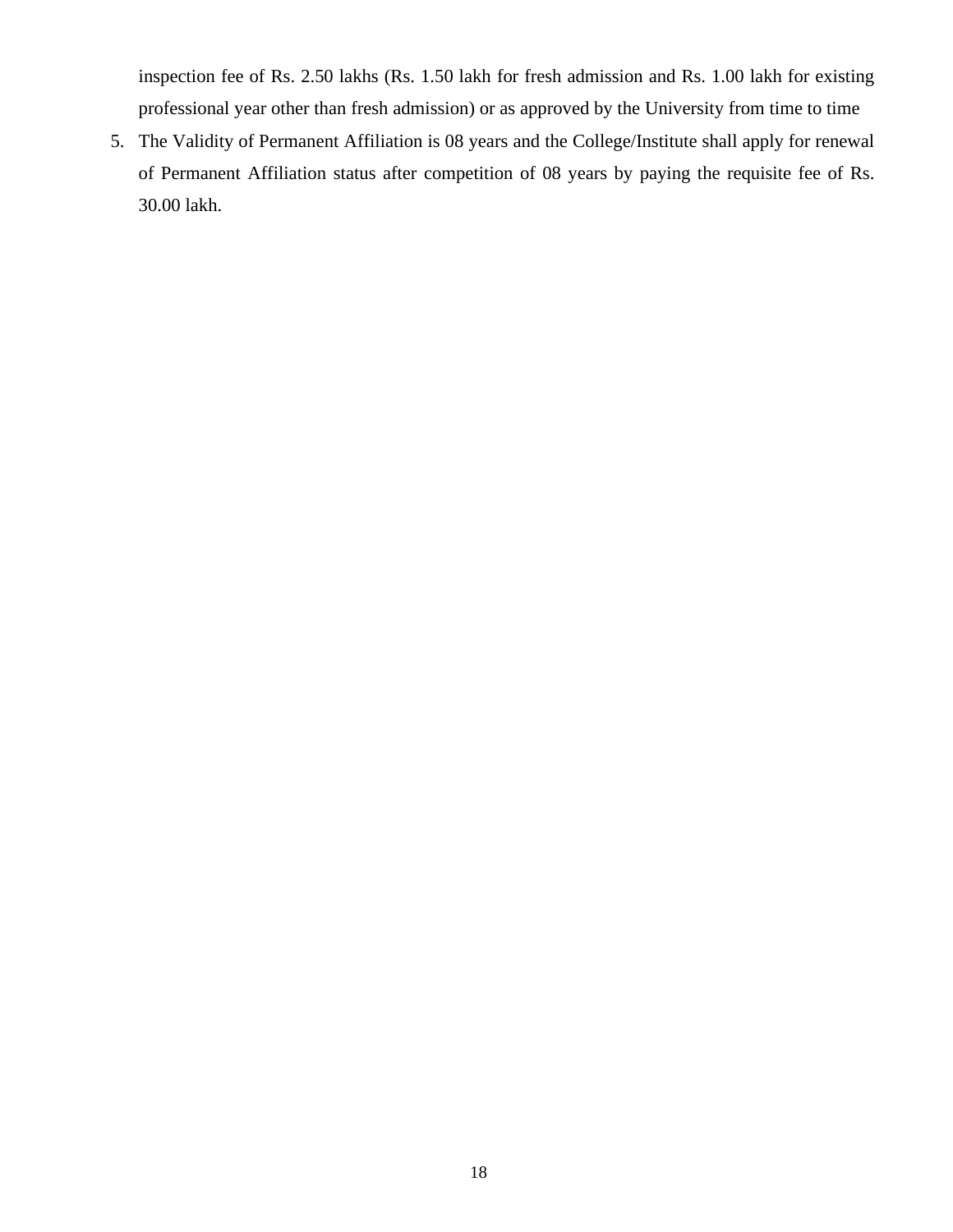inspection fee of Rs. 2.50 lakhs (Rs. 1.50 lakh for fresh admission and Rs. 1.00 lakh for existing professional year other than fresh admission) or as approved by the University from time to time

5. The Validity of Permanent Affiliation is 08 years and the College/Institute shall apply for renewal of Permanent Affiliation status after competition of 08 years by paying the requisite fee of Rs. 30.00 lakh.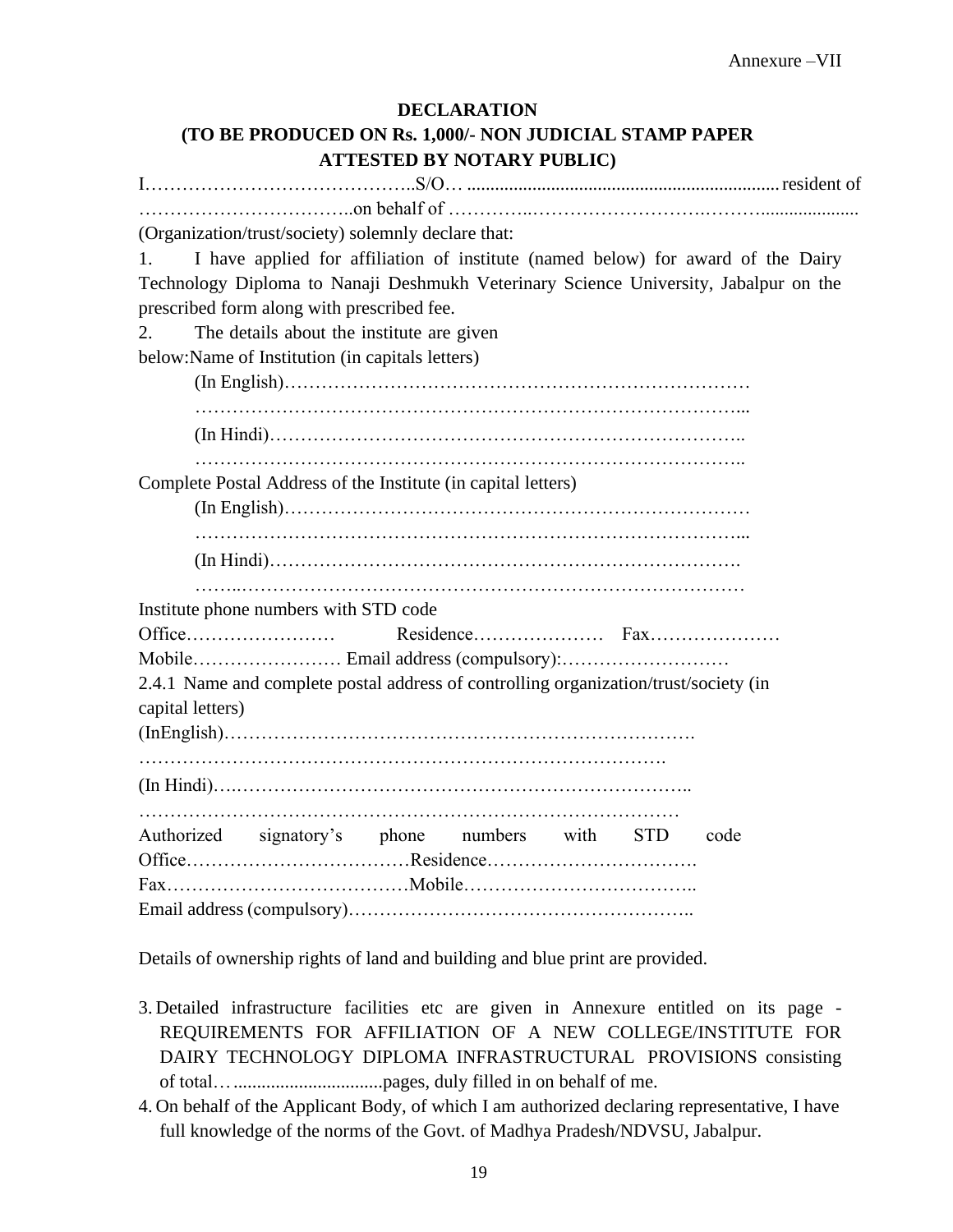Annexure –VII

# DECLARATION

## (TO BE PRODUCED ON Rs. 1,000/- NON JUDICIAL STAMP PAPER ATTESTED BY NOTARY PUBLIC)

I…………………………………..S/O… ................................................................... resident of ……………………………..on behalf of …………..…………………….…….................... (Organization/trust/society) solemnly declare that:

1. I have applied for affiliation of institute (named below) for award of the Dairy Technology Diploma to Nanaji Deshmukh Veterinary Science University, Jabalpur on the prescribed form along with prescribed fee.
2. The details about the institute are given below:Name of Institution (in capitals letters)

(In English)…………………………………………………………………
…………………………………………………………………………...
(In Hindi)…………………………………………………………………..
…………………………………………………………………………..

Complete Postal Address of the Institute (in capital letters)

(In English)…………………………………………………………………
…………………………………………………………………………...
(In Hindi)………………………………………………………………….
……..…………………………………………………………………

Institute phone numbers with STD code

Office…………………… Residence………………… Fax…………………

Mobile…………………… Email address (compulsory):………………………

2.4.1 Name and complete postal address of controlling organization/trust/society (in capital letters)

(InEnglish)………………………………………………………………….
…………………………………………………………………………….
(In Hindi)….………………………………………………………………..
…………………………………………………………………………

Authorized signatory's phone numbers with STD code

Office………………………………Residence…………………………….

Fax…………………………………Mobile………………………………..

Email address (compulsory)………………………………………………..

Details of ownership rights of land and building and blue print are provided.

3. Detailed infrastructure facilities etc are given in Annexure entitled on its page - REQUIREMENTS FOR AFFILIATION OF A NEW COLLEGE/INSTITUTE FOR DAIRY TECHNOLOGY DIPLOMA INFRASTRUCTURAL PROVISIONS consisting of total…...............................pages, duly filled in on behalf of me.
4. On behalf of the Applicant Body, of which I am authorized declaring representative, I have full knowledge of the norms of the Govt. of Madhya Pradesh/NDVSU, Jabalpur.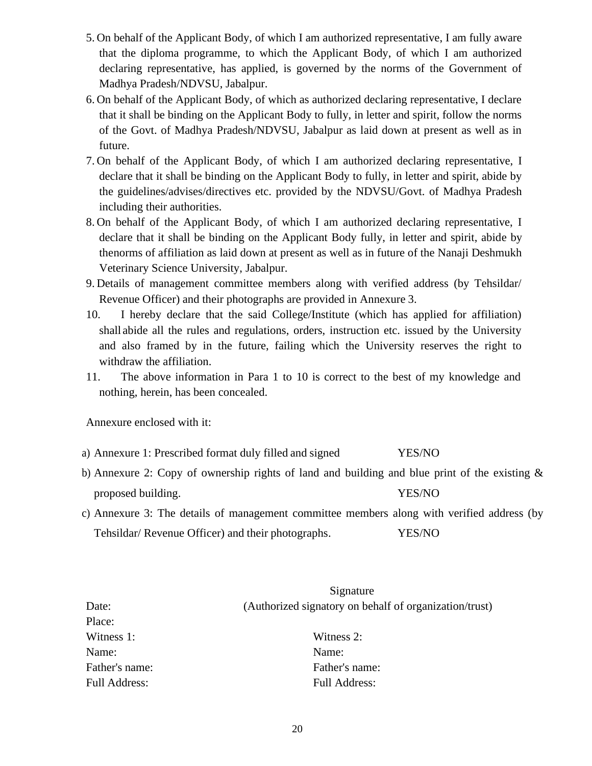5. On behalf of the Applicant Body, of which I am authorized representative, I am fully aware that the diploma programme, to which the Applicant Body, of which I am authorized declaring representative, has applied, is governed by the norms of the Government of Madhya Pradesh/NDVSU, Jabalpur.
6. On behalf of the Applicant Body, of which as authorized declaring representative, I declare that it shall be binding on the Applicant Body to fully, in letter and spirit, follow the norms of the Govt. of Madhya Pradesh/NDVSU, Jabalpur as laid down at present as well as in future.
7. On behalf of the Applicant Body, of which I am authorized declaring representative, I declare that it shall be binding on the Applicant Body to fully, in letter and spirit, abide by the guidelines/advises/directives etc. provided by the NDVSU/Govt. of Madhya Pradesh including their authorities.
8. On behalf of the Applicant Body, of which I am authorized declaring representative, I declare that it shall be binding on the Applicant Body fully, in letter and spirit, abide by thenorms of affiliation as laid down at present as well as in future of the Nanaji Deshmukh Veterinary Science University, Jabalpur.
9. Details of management committee members along with verified address (by Tehsildar/ Revenue Officer) and their photographs are provided in Annexure 3.
10. I hereby declare that the said College/Institute (which has applied for affiliation) shall abide all the rules and regulations, orders, instruction etc. issued by the University and also framed by in the future, failing which the University reserves the right to withdraw the affiliation.
11. The above information in Para 1 to 10 is correct to the best of my knowledge and nothing, herein, has been concealed.

Annexure enclosed with it:

a) Annexure 1: Prescribed format duly filled and signed YES/NO
b) Annexure 2: Copy of ownership rights of land and building and blue print of the existing & proposed building. YES/NO
c) Annexure 3: The details of management committee members along with verified address (by Tehsildar/ Revenue Officer) and their photographs. YES/NO

Signature
(Authorized signatory on behalf of organization/trust)

Date:
Place:

| Witness 1: | Witness 2: |
|---|---|
| Name: | Name: |
| Father's name: | Father's name: |
| Full Address: | Full Address: |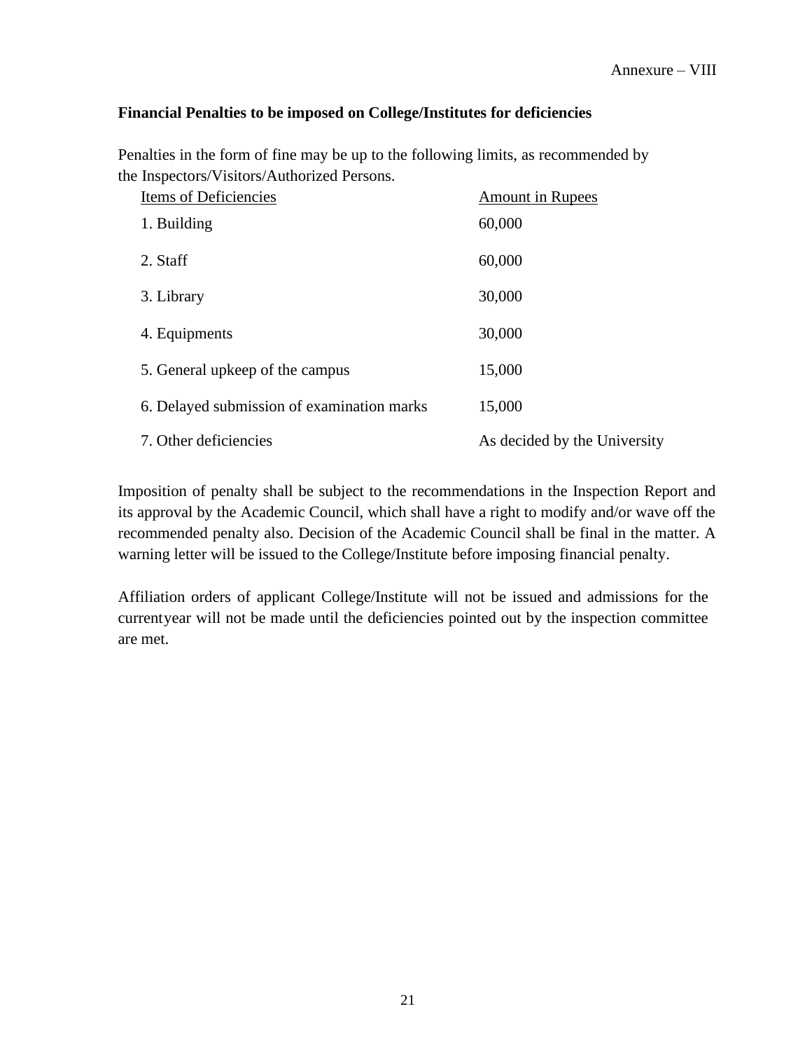Annexure – VIII

**Financial Penalties to be imposed on College/Institutes for deficiencies**

Penalties in the form of fine may be up to the following limits, as recommended by the Inspectors/Visitors/Authorized Persons.

| Items of Deficiencies | Amount in Rupees |
|---|---|
| 1. Building | 60,000 |
| 2. Staff | 60,000 |
| 3. Library | 30,000 |
| 4. Equipments | 30,000 |
| 5. General upkeep of the campus | 15,000 |
| 6. Delayed submission of examination marks | 15,000 |
| 7. Other deficiencies | As decided by the University |

Imposition of penalty shall be subject to the recommendations in the Inspection Report and its approval by the Academic Council, which shall have a right to modify and/or wave off the recommended penalty also. Decision of the Academic Council shall be final in the matter. A warning letter will be issued to the College/Institute before imposing financial penalty.

Affiliation orders of applicant College/Institute will not be issued and admissions for the currentyear will not be made until the deficiencies pointed out by the inspection committee are met.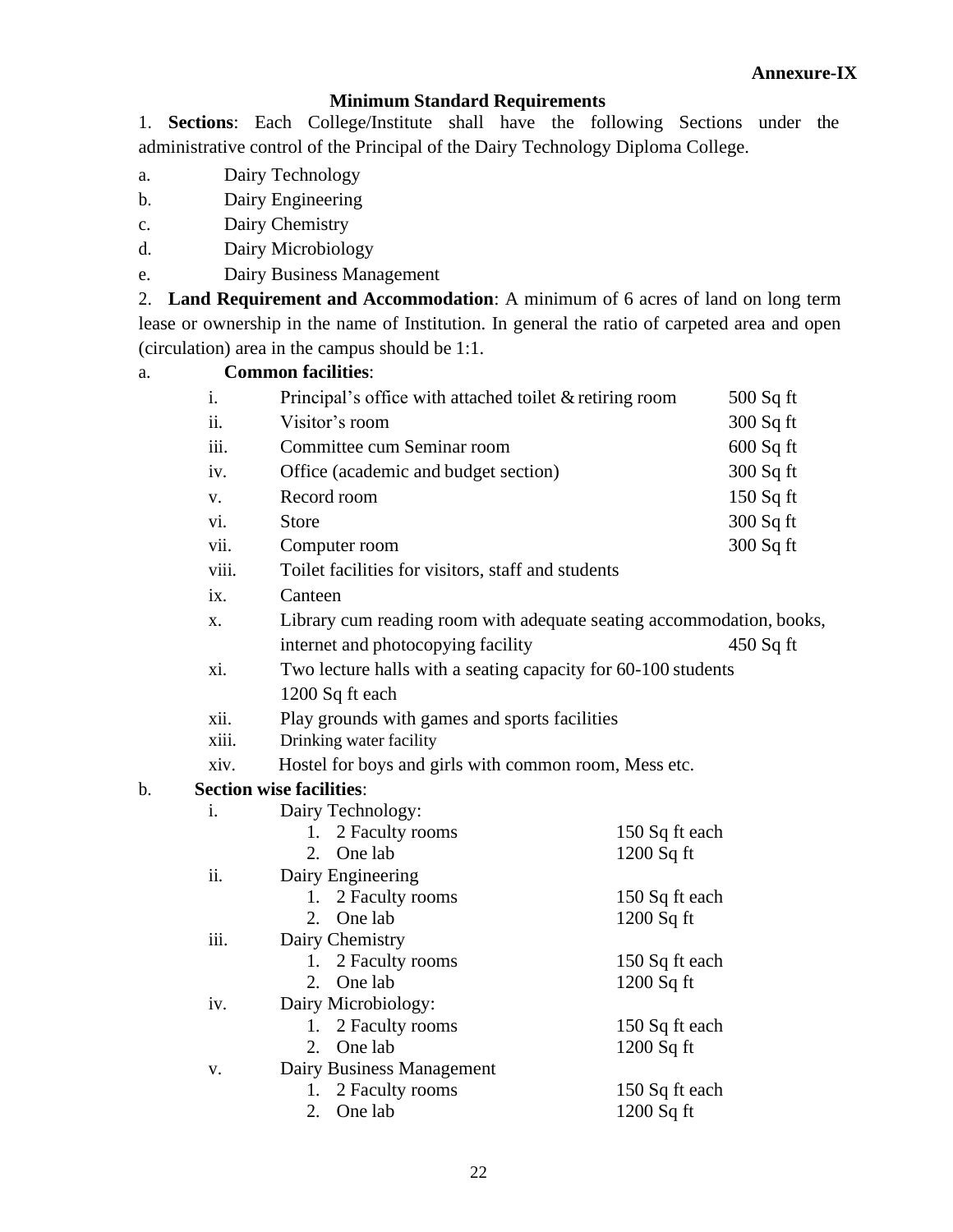**Annexure-IX**

## Minimum Standard Requirements

1. **Sections**: Each College/Institute shall have the following Sections under the administrative control of the Principal of the Dairy Technology Diploma College.

a. Dairy Technology
b. Dairy Engineering
c. Dairy Chemistry
d. Dairy Microbiology
e. Dairy Business Management

2. **Land Requirement and Accommodation**: A minimum of 6 acres of land on long term lease or ownership in the name of Institution. In general the ratio of carpeted area and open (circulation) area in the campus should be 1:1.

a. **Common facilities**:

| | | |
|---|---|---|
| i. | Principal's office with attached toilet & retiring room | 500 Sq ft |
| ii. | Visitor's room | 300 Sq ft |
| iii. | Committee cum Seminar room | 600 Sq ft |
| iv. | Office (academic and budget section) | 300 Sq ft |
| v. | Record room | 150 Sq ft |
| vi. | Store | 300 Sq ft |
| vii. | Computer room | 300 Sq ft |
| viii. | Toilet facilities for visitors, staff and students | |
| ix. | Canteen | |
| x. | Library cum reading room with adequate seating accommodation, books, internet and photocopying facility | 450 Sq ft |
| xi. | Two lecture halls with a seating capacity for 60-100 students | 1200 Sq ft each |
| xii. | Play grounds with games and sports facilities | |
| xiii. | Drinking water facility | |
| xiv. | Hostel for boys and girls with common room, Mess etc. | |

b. **Section wise facilities**:

i. Dairy Technology:
   1. 2 Faculty rooms — 150 Sq ft each
   2. One lab — 1200 Sq ft

ii. Dairy Engineering
   1. 2 Faculty rooms — 150 Sq ft each
   2. One lab — 1200 Sq ft

iii. Dairy Chemistry
   1. 2 Faculty rooms — 150 Sq ft each
   2. One lab — 1200 Sq ft

iv. Dairy Microbiology:
   1. 2 Faculty rooms — 150 Sq ft each
   2. One lab — 1200 Sq ft

v. Dairy Business Management
   1. 2 Faculty rooms — 150 Sq ft each
   2. One lab — 1200 Sq ft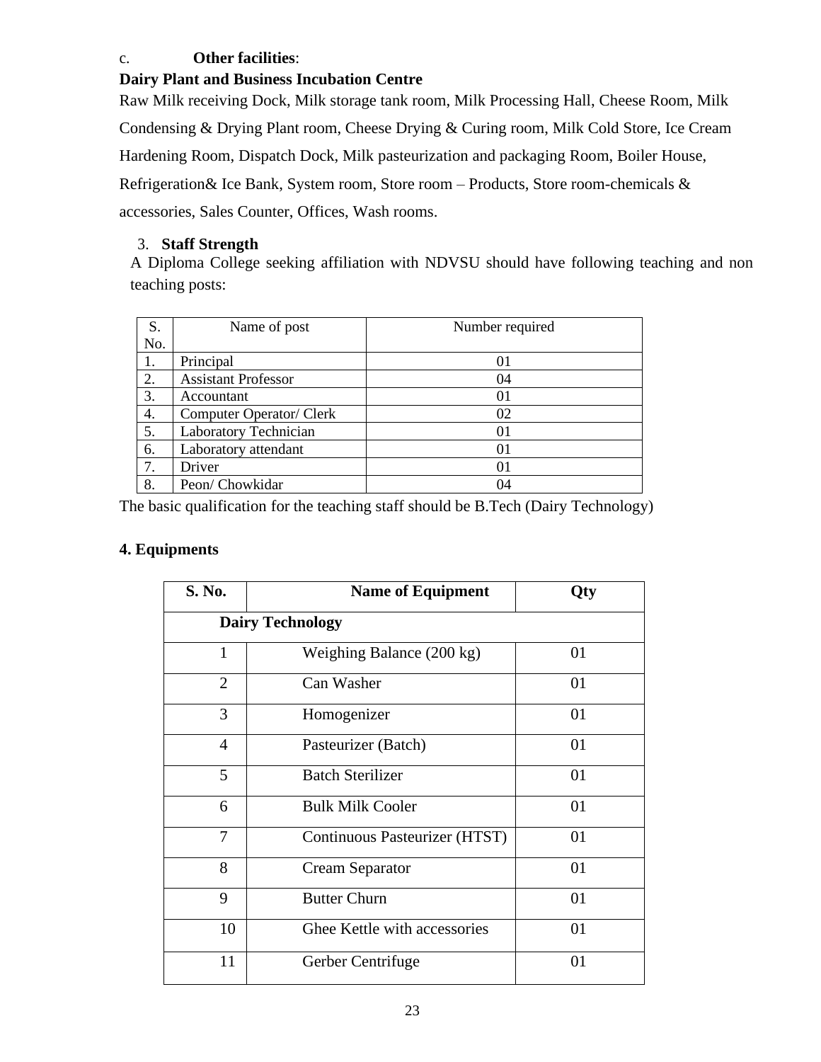c. **Other facilities**:

**Dairy Plant and Business Incubation Centre**

Raw Milk receiving Dock, Milk storage tank room, Milk Processing Hall, Cheese Room, Milk Condensing & Drying Plant room, Cheese Drying & Curing room, Milk Cold Store, Ice Cream Hardening Room, Dispatch Dock, Milk pasteurization and packaging Room, Boiler House, Refrigeration& Ice Bank, System room, Store room – Products, Store room-chemicals & accessories, Sales Counter, Offices, Wash rooms.

3. **Staff Strength**

A Diploma College seeking affiliation with NDVSU should have following teaching and non teaching posts:

| S. No. | Name of post | Number required |
|---|---|---|
| 1. | Principal | 01 |
| 2. | Assistant Professor | 04 |
| 3. | Accountant | 01 |
| 4. | Computer Operator/ Clerk | 02 |
| 5. | Laboratory Technician | 01 |
| 6. | Laboratory attendant | 01 |
| 7. | Driver | 01 |
| 8. | Peon/ Chowkidar | 04 |

The basic qualification for the teaching staff should be B.Tech (Dairy Technology)

## 4. Equipments

| S. No. | Name of Equipment | Qty |
|---|---|---|
| **Dairy Technology** | | |
| 1 | Weighing Balance (200 kg) | 01 |
| 2 | Can Washer | 01 |
| 3 | Homogenizer | 01 |
| 4 | Pasteurizer (Batch) | 01 |
| 5 | Batch Sterilizer | 01 |
| 6 | Bulk Milk Cooler | 01 |
| 7 | Continuous Pasteurizer (HTST) | 01 |
| 8 | Cream Separator | 01 |
| 9 | Butter Churn | 01 |
| 10 | Ghee Kettle with accessories | 01 |
| 11 | Gerber Centrifuge | 01 |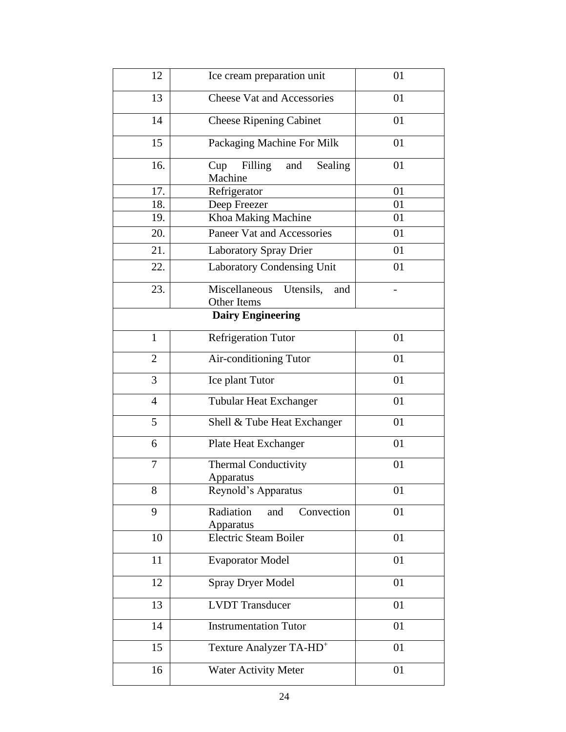| | | |
|---|---|---|
| 12 | Ice cream preparation unit | 01 |
| 13 | Cheese Vat and Accessories | 01 |
| 14 | Cheese Ripening Cabinet | 01 |
| 15 | Packaging Machine For Milk | 01 |
| 16. | Cup Filling and Sealing Machine | 01 |
| 17. | Refrigerator | 01 |
| 18. | Deep Freezer | 01 |
| 19. | Khoa Making Machine | 01 |
| 20. | Paneer Vat and Accessories | 01 |
| 21. | Laboratory Spray Drier | 01 |
| 22. | Laboratory Condensing Unit | 01 |
| 23. | Miscellaneous Utensils, and Other Items | - |
| **Dairy Engineering** | | |
| 1 | Refrigeration Tutor | 01 |
| 2 | Air-conditioning Tutor | 01 |
| 3 | Ice plant Tutor | 01 |
| 4 | Tubular Heat Exchanger | 01 |
| 5 | Shell & Tube Heat Exchanger | 01 |
| 6 | Plate Heat Exchanger | 01 |
| 7 | Thermal Conductivity Apparatus | 01 |
| 8 | Reynold's Apparatus | 01 |
| 9 | Radiation and Convection Apparatus | 01 |
| 10 | Electric Steam Boiler | 01 |
| 11 | Evaporator Model | 01 |
| 12 | Spray Dryer Model | 01 |
| 13 | LVDT Transducer | 01 |
| 14 | Instrumentation Tutor | 01 |
| 15 | Texture Analyzer TA-HD$^{+}$ | 01 |
| 16 | Water Activity Meter | 01 |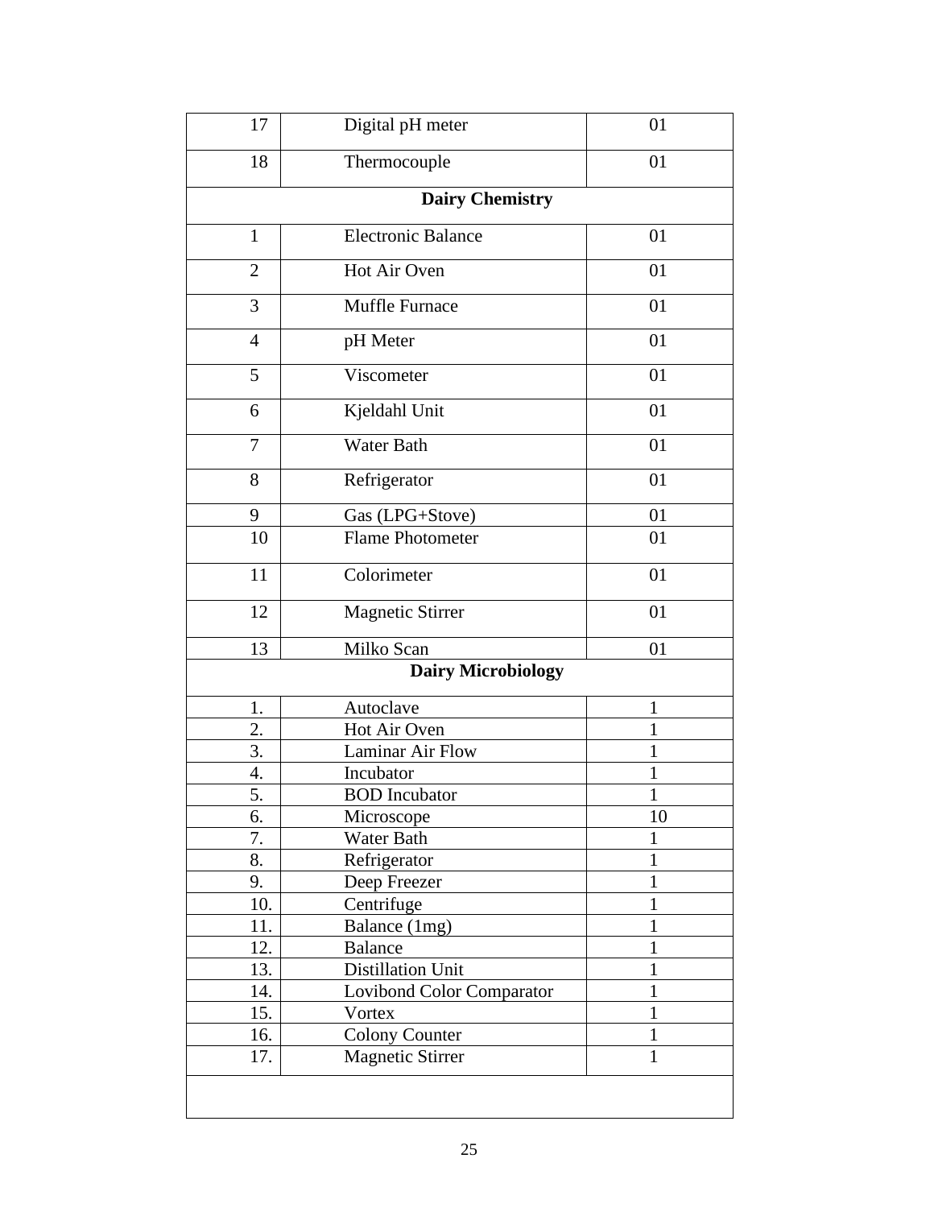| | | |
|---|---|---|
| 17 | Digital pH meter | 01 |
| 18 | Thermocouple | 01 |
| **Dairy Chemistry** | | |
| 1 | Electronic Balance | 01 |
| 2 | Hot Air Oven | 01 |
| 3 | Muffle Furnace | 01 |
| 4 | pH Meter | 01 |
| 5 | Viscometer | 01 |
| 6 | Kjeldahl Unit | 01 |
| 7 | Water Bath | 01 |
| 8 | Refrigerator | 01 |
| 9 | Gas (LPG+Stove) | 01 |
| 10 | Flame Photometer | 01 |
| 11 | Colorimeter | 01 |
| 12 | Magnetic Stirrer | 01 |
| 13 | Milko Scan | 01 |
| **Dairy Microbiology** | | |
| 1. | Autoclave | 1 |
| 2. | Hot Air Oven | 1 |
| 3. | Laminar Air Flow | 1 |
| 4. | Incubator | 1 |
| 5. | BOD Incubator | 1 |
| 6. | Microscope | 10 |
| 7. | Water Bath | 1 |
| 8. | Refrigerator | 1 |
| 9. | Deep Freezer | 1 |
| 10. | Centrifuge | 1 |
| 11. | Balance (1mg) | 1 |
| 12. | Balance | 1 |
| 13. | Distillation Unit | 1 |
| 14. | Lovibond Color Comparator | 1 |
| 15. | Vortex | 1 |
| 16. | Colony Counter | 1 |
| 17. | Magnetic Stirrer | 1 |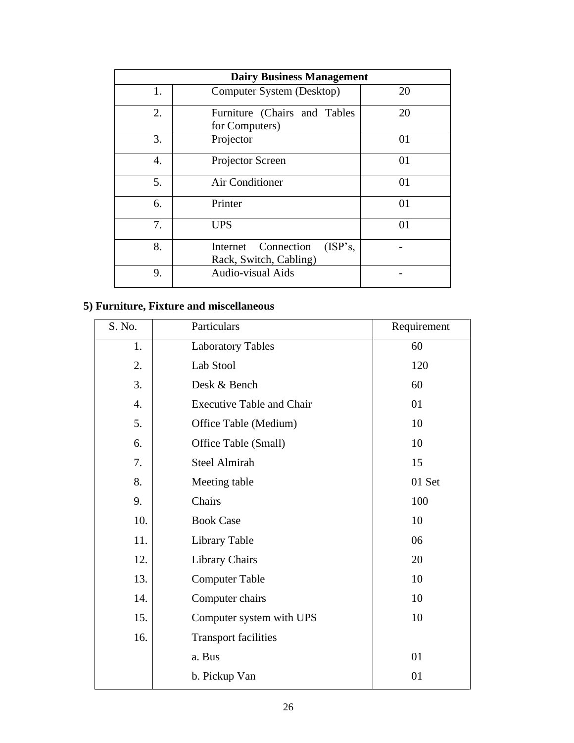| Dairy Business Management | | |
|---|---|---|
| 1. | Computer System (Desktop) | 20 |
| 2. | Furniture (Chairs and Tables for Computers) | 20 |
| 3. | Projector | 01 |
| 4. | Projector Screen | 01 |
| 5. | Air Conditioner | 01 |
| 6. | Printer | 01 |
| 7. | UPS | 01 |
| 8. | Internet Connection (ISP's, Rack, Switch, Cabling) | - |
| 9. | Audio-visual Aids | - |

**5) Furniture, Fixture and miscellaneous**

| S. No. | Particulars | Requirement |
|---|---|---|
| 1. | Laboratory Tables | 60 |
| 2. | Lab Stool | 120 |
| 3. | Desk & Bench | 60 |
| 4. | Executive Table and Chair | 01 |
| 5. | Office Table (Medium) | 10 |
| 6. | Office Table (Small) | 10 |
| 7. | Steel Almirah | 15 |
| 8. | Meeting table | 01 Set |
| 9. | Chairs | 100 |
| 10. | Book Case | 10 |
| 11. | Library Table | 06 |
| 12. | Library Chairs | 20 |
| 13. | Computer Table | 10 |
| 14. | Computer chairs | 10 |
| 15. | Computer system with UPS | 10 |
| 16. | Transport facilities | |
| | a. Bus | 01 |
| | b. Pickup Van | 01 |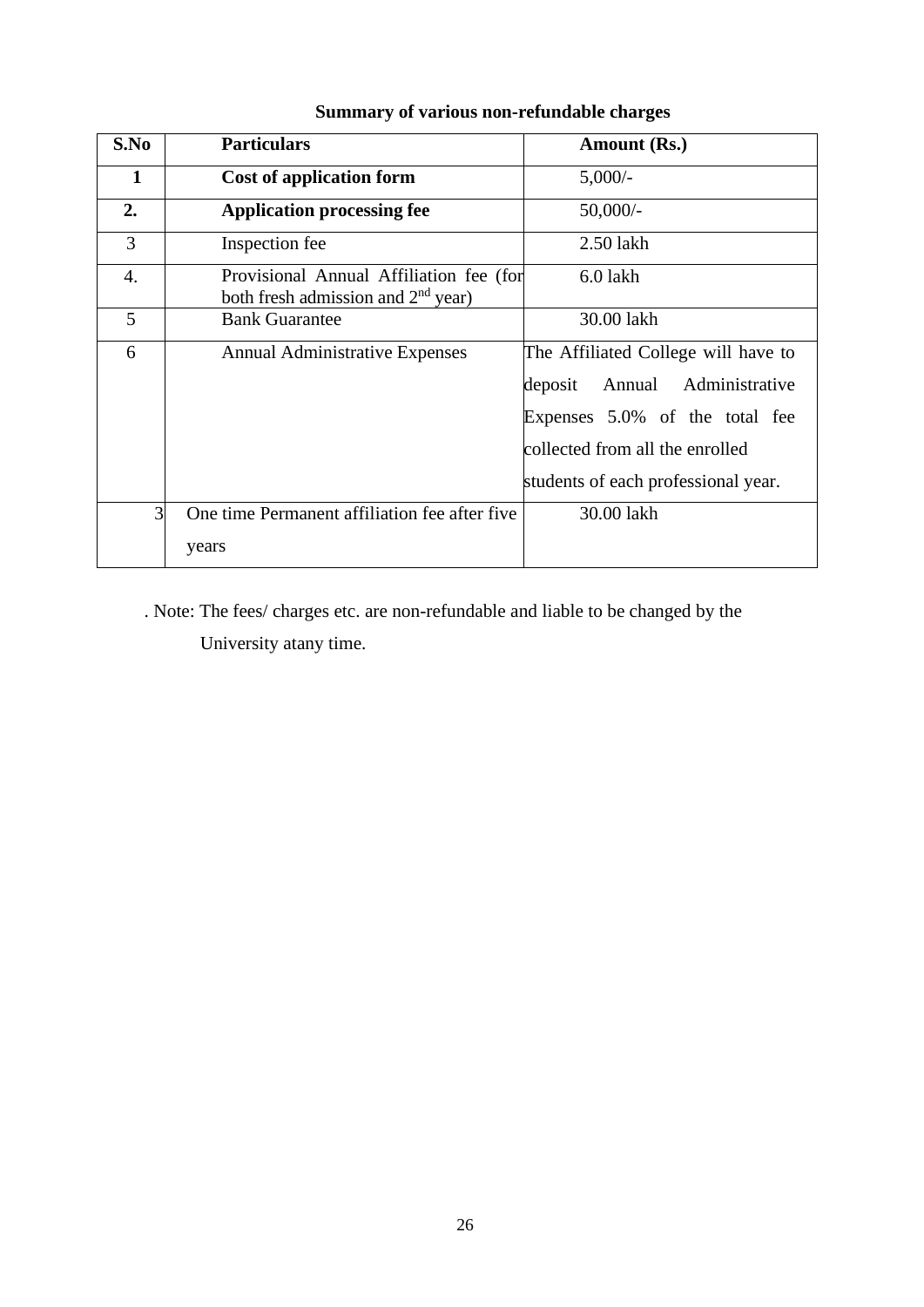**Summary of various non-refundable charges**

| S.No | Particulars | Amount (Rs.) |
|---|---|---|
| **1** | **Cost of application form** | 5,000/- |
| **2.** | **Application processing fee** | 50,000/- |
| 3 | Inspection fee | 2.50 lakh |
| 4. | Provisional Annual Affiliation fee (for both fresh admission and 2nd year) | 6.0 lakh |
| 5 | Bank Guarantee | 30.00 lakh |
| 6 | Annual Administrative Expenses | The Affiliated College will have to deposit Annual Administrative Expenses 5.0% of the total fee collected from all the enrolled students of each professional year. |
| 3 | One time Permanent affiliation fee after five years | 30.00 lakh |

. Note: The fees/ charges etc. are non-refundable and liable to be changed by the University atany time.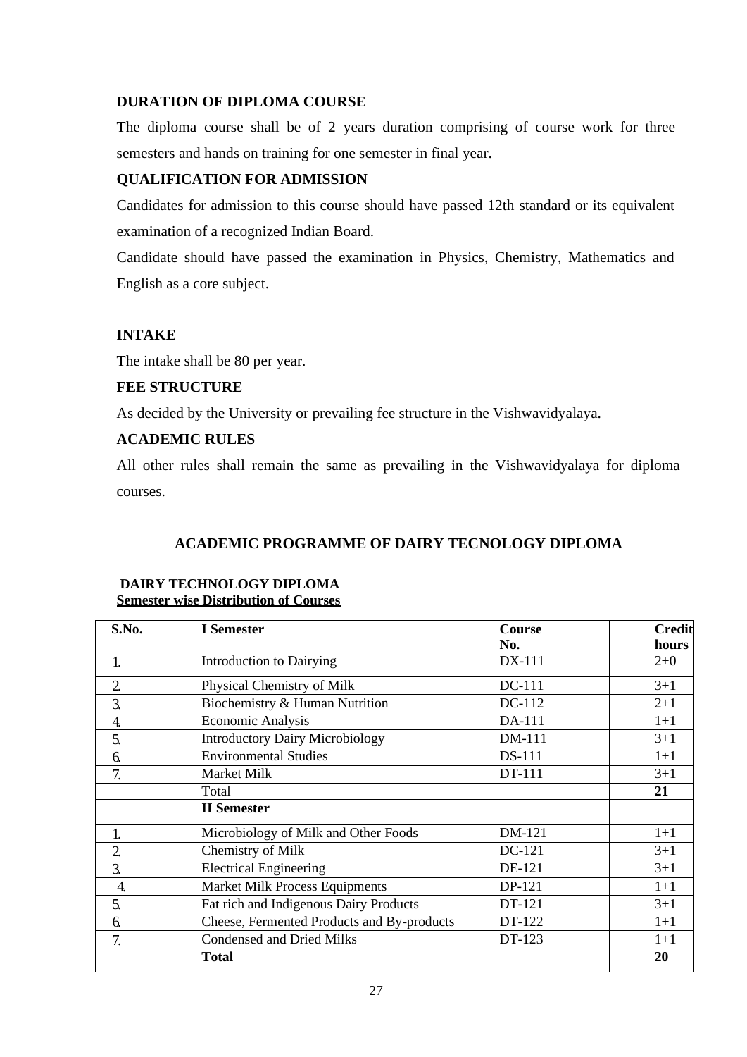### DURATION OF DIPLOMA COURSE

The diploma course shall be of 2 years duration comprising of course work for three semesters and hands on training for one semester in final year.

### QUALIFICATION FOR ADMISSION

Candidates for admission to this course should have passed 12th standard or its equivalent examination of a recognized Indian Board.

Candidate should have passed the examination in Physics, Chemistry, Mathematics and English as a core subject.

### INTAKE

The intake shall be 80 per year.

### FEE STRUCTURE

As decided by the University or prevailing fee structure in the Vishwavidyalaya.

### ACADEMIC RULES

All other rules shall remain the same as prevailing in the Vishwavidyalaya for diploma courses.

## ACADEMIC PROGRAMME OF DAIRY TECNOLOGY DIPLOMA

**DAIRY TECHNOLOGY DIPLOMA**
**Semester wise Distribution of Courses**

| S.No. | I Semester | Course No. | Credit hours |
|---|---|---|---|
| 1. | Introduction to Dairying | DX-111 | 2+0 |
| 2. | Physical Chemistry of Milk | DC-111 | 3+1 |
| 3. | Biochemistry & Human Nutrition | DC-112 | 2+1 |
| 4. | Economic Analysis | DA-111 | 1+1 |
| 5. | Introductory Dairy Microbiology | DM-111 | 3+1 |
| 6. | Environmental Studies | DS-111 | 1+1 |
| 7. | Market Milk | DT-111 | 3+1 |
| | Total | | **21** |
| | **II Semester** | | |
| 1. | Microbiology of Milk and Other Foods | DM-121 | 1+1 |
| 2. | Chemistry of Milk | DC-121 | 3+1 |
| 3. | Electrical Engineering | DE-121 | 3+1 |
| 4. | Market Milk Process Equipments | DP-121 | 1+1 |
| 5. | Fat rich and Indigenous Dairy Products | DT-121 | 3+1 |
| 6. | Cheese, Fermented Products and By-products | DT-122 | 1+1 |
| 7. | Condensed and Dried Milks | DT-123 | 1+1 |
| | **Total** | | **20** |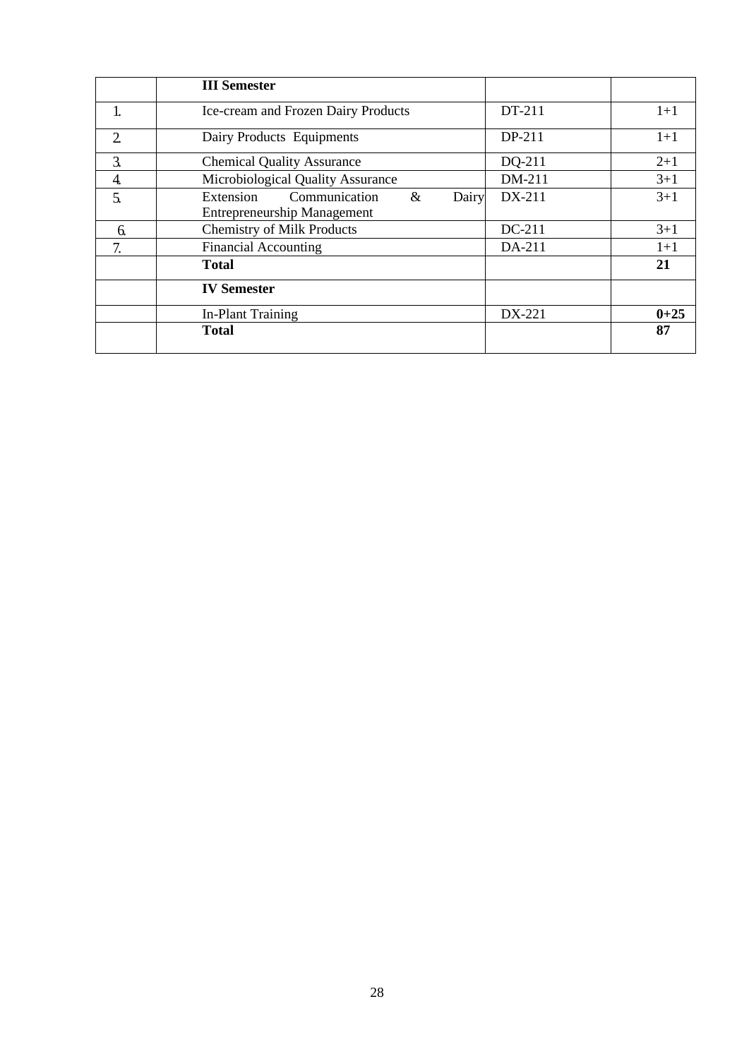|  | **III Semester** |  |  |
|---|---|---|---|
| 1. | Ice-cream and Frozen Dairy Products | DT-211 | 1+1 |
| 2. | Dairy Products Equipments | DP-211 | 1+1 |
| 3. | Chemical Quality Assurance | DQ-211 | 2+1 |
| 4. | Microbiological Quality Assurance | DM-211 | 3+1 |
| 5. | Extension Communication & Dairy Entrepreneurship Management | DX-211 | 3+1 |
| 6. | Chemistry of Milk Products | DC-211 | 3+1 |
| 7. | Financial Accounting | DA-211 | 1+1 |
|  | **Total** |  | **21** |
|  | **IV Semester** |  |  |
|  | In-Plant Training | DX-221 | **0+25** |
|  | **Total** |  | **87** |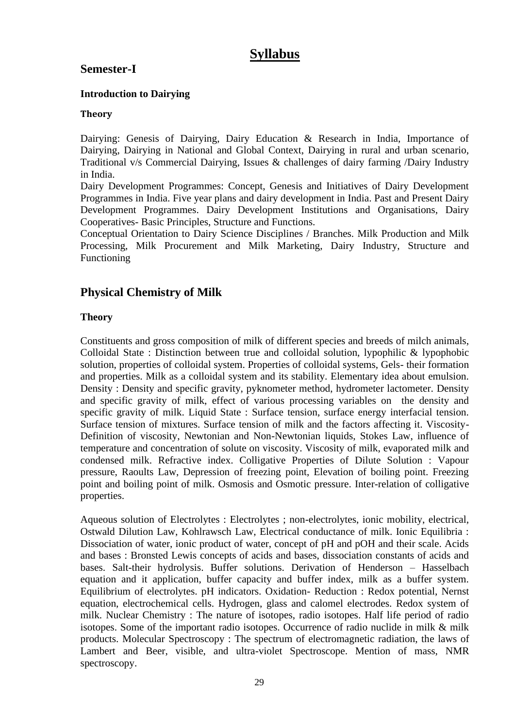# Syllabus

## Semester-I

### Introduction to Dairying

**Theory**

Dairying: Genesis of Dairying, Dairy Education & Research in India, Importance of Dairying, Dairying in National and Global Context, Dairying in rural and urban scenario, Traditional v/s Commercial Dairying, Issues & challenges of dairy farming /Dairy Industry in India.
Dairy Development Programmes: Concept, Genesis and Initiatives of Dairy Development Programmes in India. Five year plans and dairy development in India. Past and Present Dairy Development Programmes. Dairy Development Institutions and Organisations, Dairy Cooperatives- Basic Principles, Structure and Functions.
Conceptual Orientation to Dairy Science Disciplines / Branches. Milk Production and Milk Processing, Milk Procurement and Milk Marketing, Dairy Industry, Structure and Functioning

## Physical Chemistry of Milk

**Theory**

Constituents and gross composition of milk of different species and breeds of milch animals, Colloidal State : Distinction between true and colloidal solution, lypophilic & lypophobic solution, properties of colloidal system. Properties of colloidal systems, Gels- their formation and properties. Milk as a colloidal system and its stability. Elementary idea about emulsion. Density : Density and specific gravity, pyknometer method, hydrometer lactometer. Density and specific gravity of milk, effect of various processing variables on the density and specific gravity of milk. Liquid State : Surface tension, surface energy interfacial tension. Surface tension of mixtures. Surface tension of milk and the factors affecting it. Viscosity- Definition of viscosity, Newtonian and Non-Newtonian liquids, Stokes Law, influence of temperature and concentration of solute on viscosity. Viscosity of milk, evaporated milk and condensed milk. Refractive index. Colligative Properties of Dilute Solution : Vapour pressure, Raoults Law, Depression of freezing point, Elevation of boiling point. Freezing point and boiling point of milk. Osmosis and Osmotic pressure. Inter-relation of colligative properties.

Aqueous solution of Electrolytes : Electrolytes ; non-electrolytes, ionic mobility, electrical, Ostwald Dilution Law, Kohlrawsch Law, Electrical conductance of milk. Ionic Equilibria : Dissociation of water, ionic product of water, concept of pH and pOH and their scale. Acids and bases : Bronsted Lewis concepts of acids and bases, dissociation constants of acids and bases. Salt-their hydrolysis. Buffer solutions. Derivation of Henderson – Hasselbach equation and it application, buffer capacity and buffer index, milk as a buffer system. Equilibrium of electrolytes. pH indicators. Oxidation- Reduction : Redox potential, Nernst equation, electrochemical cells. Hydrogen, glass and calomel electrodes. Redox system of milk. Nuclear Chemistry : The nature of isotopes, radio isotopes. Half life period of radio isotopes. Some of the important radio isotopes. Occurrence of radio nuclide in milk & milk products. Molecular Spectroscopy : The spectrum of electromagnetic radiation, the laws of Lambert and Beer, visible, and ultra-violet Spectroscope. Mention of mass, NMR spectroscopy.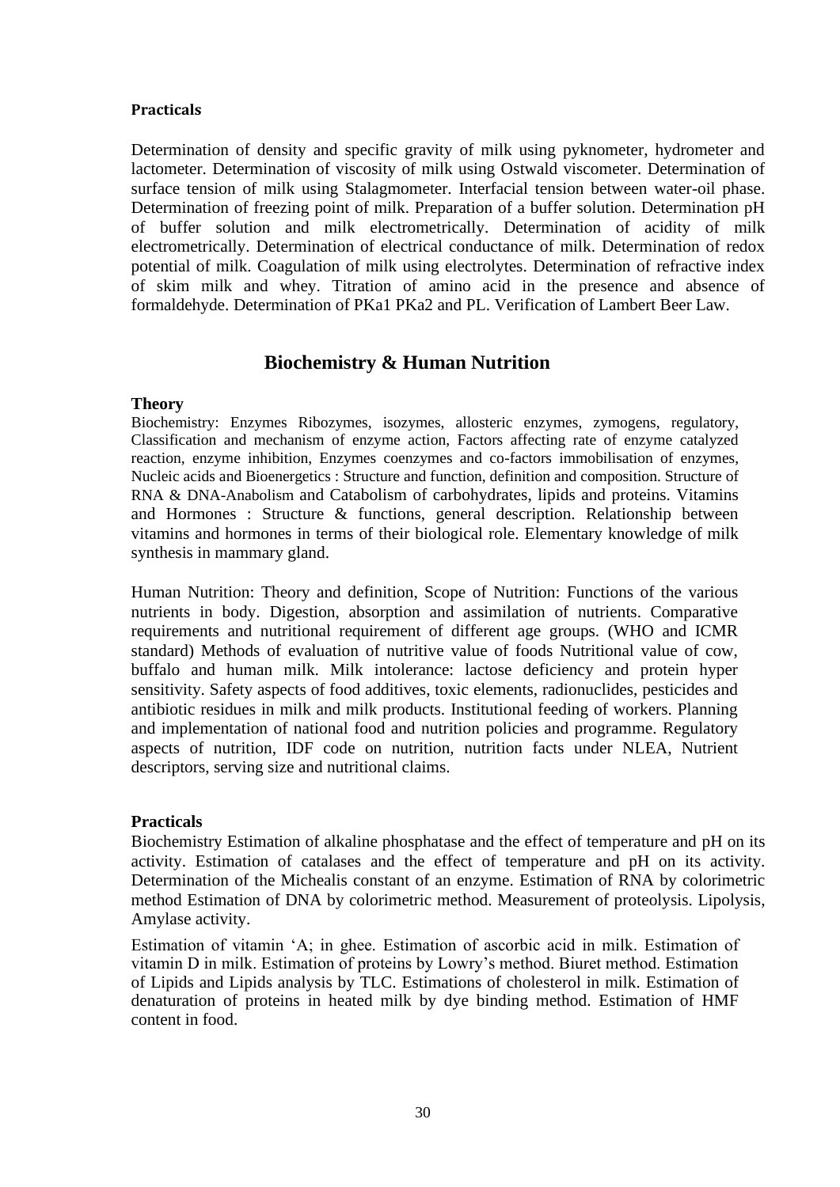**Practicals**

Determination of density and specific gravity of milk using pyknometer, hydrometer and lactometer. Determination of viscosity of milk using Ostwald viscometer. Determination of surface tension of milk using Stalagmometer. Interfacial tension between water-oil phase. Determination of freezing point of milk. Preparation of a buffer solution. Determination pH of buffer solution and milk electrometrically. Determination of acidity of milk electrometrically. Determination of electrical conductance of milk. Determination of redox potential of milk. Coagulation of milk using electrolytes. Determination of refractive index of skim milk and whey. Titration of amino acid in the presence and absence of formaldehyde. Determination of PKa1 PKa2 and PL. Verification of Lambert Beer Law.

## Biochemistry & Human Nutrition

**Theory**

Biochemistry: Enzymes Ribozymes, isozymes, allosteric enzymes, zymogens, regulatory, Classification and mechanism of enzyme action, Factors affecting rate of enzyme catalyzed reaction, enzyme inhibition, Enzymes coenzymes and co-factors immobilisation of enzymes, Nucleic acids and Bioenergetics : Structure and function, definition and composition. Structure of RNA & DNA-Anabolism and Catabolism of carbohydrates, lipids and proteins. Vitamins and Hormones : Structure & functions, general description. Relationship between vitamins and hormones in terms of their biological role. Elementary knowledge of milk synthesis in mammary gland.

Human Nutrition: Theory and definition, Scope of Nutrition: Functions of the various nutrients in body. Digestion, absorption and assimilation of nutrients. Comparative requirements and nutritional requirement of different age groups. (WHO and ICMR standard) Methods of evaluation of nutritive value of foods Nutritional value of cow, buffalo and human milk. Milk intolerance: lactose deficiency and protein hyper sensitivity. Safety aspects of food additives, toxic elements, radionuclides, pesticides and antibiotic residues in milk and milk products. Institutional feeding of workers. Planning and implementation of national food and nutrition policies and programme. Regulatory aspects of nutrition, IDF code on nutrition, nutrition facts under NLEA, Nutrient descriptors, serving size and nutritional claims.

**Practicals**

Biochemistry Estimation of alkaline phosphatase and the effect of temperature and pH on its activity. Estimation of catalases and the effect of temperature and pH on its activity. Determination of the Michealis constant of an enzyme. Estimation of RNA by colorimetric method Estimation of DNA by colorimetric method. Measurement of proteolysis. Lipolysis, Amylase activity.

Estimation of vitamin 'A; in ghee. Estimation of ascorbic acid in milk. Estimation of vitamin D in milk. Estimation of proteins by Lowry's method. Biuret method. Estimation of Lipids and Lipids analysis by TLC. Estimations of cholesterol in milk. Estimation of denaturation of proteins in heated milk by dye binding method. Estimation of HMF content in food.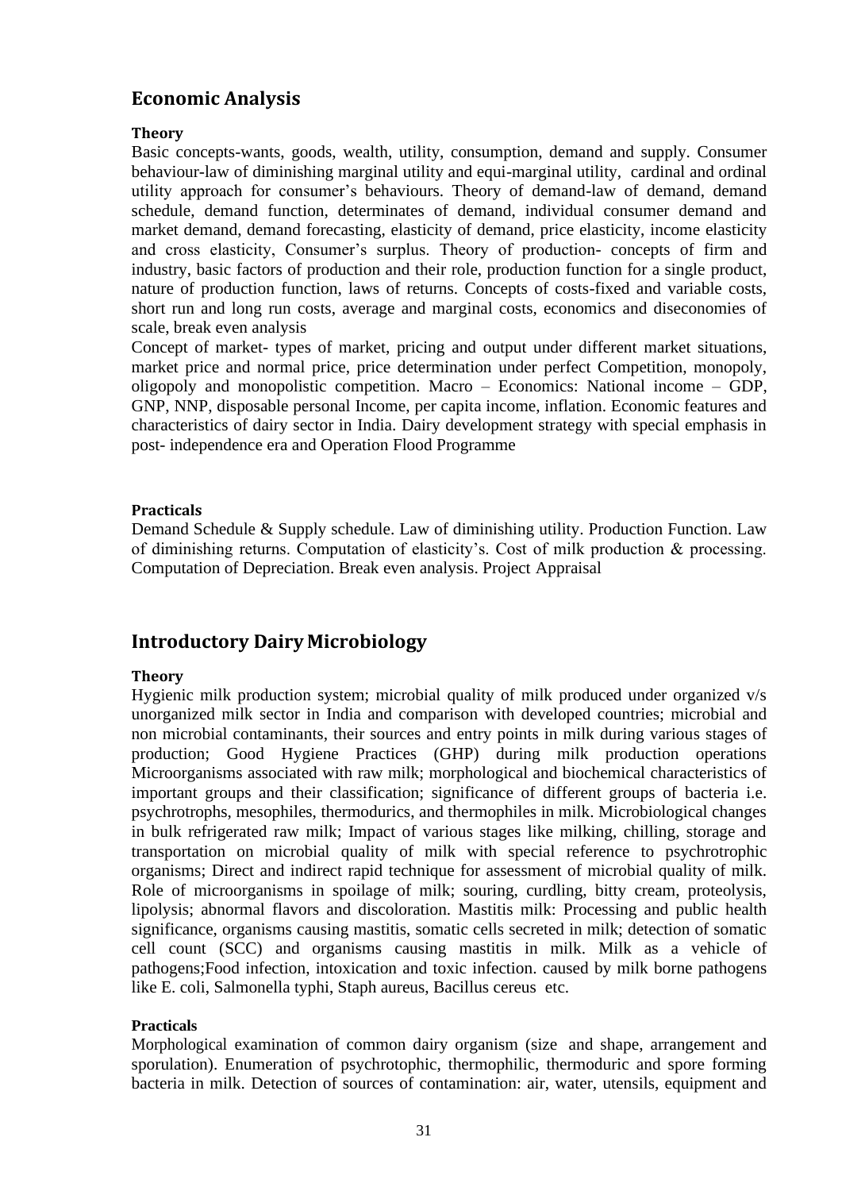## Economic Analysis

**Theory**

Basic concepts-wants, goods, wealth, utility, consumption, demand and supply. Consumer behaviour-law of diminishing marginal utility and equi-marginal utility, cardinal and ordinal utility approach for consumer's behaviours. Theory of demand-law of demand, demand schedule, demand function, determinates of demand, individual consumer demand and market demand, demand forecasting, elasticity of demand, price elasticity, income elasticity and cross elasticity, Consumer's surplus. Theory of production- concepts of firm and industry, basic factors of production and their role, production function for a single product, nature of production function, laws of returns. Concepts of costs-fixed and variable costs, short run and long run costs, average and marginal costs, economics and diseconomies of scale, break even analysis

Concept of market- types of market, pricing and output under different market situations, market price and normal price, price determination under perfect Competition, monopoly, oligopoly and monopolistic competition. Macro – Economics: National income – GDP, GNP, NNP, disposable personal Income, per capita income, inflation. Economic features and characteristics of dairy sector in India. Dairy development strategy with special emphasis in post- independence era and Operation Flood Programme

**Practicals**

Demand Schedule & Supply schedule. Law of diminishing utility. Production Function. Law of diminishing returns. Computation of elasticity's. Cost of milk production & processing. Computation of Depreciation. Break even analysis. Project Appraisal

## Introductory Dairy Microbiology

**Theory**

Hygienic milk production system; microbial quality of milk produced under organized v/s unorganized milk sector in India and comparison with developed countries; microbial and non microbial contaminants, their sources and entry points in milk during various stages of production; Good Hygiene Practices (GHP) during milk production operations Microorganisms associated with raw milk; morphological and biochemical characteristics of important groups and their classification; significance of different groups of bacteria i.e. psychrotrophs, mesophiles, thermodurics, and thermophiles in milk. Microbiological changes in bulk refrigerated raw milk; Impact of various stages like milking, chilling, storage and transportation on microbial quality of milk with special reference to psychrotrophic organisms; Direct and indirect rapid technique for assessment of microbial quality of milk. Role of microorganisms in spoilage of milk; souring, curdling, bitty cream, proteolysis, lipolysis; abnormal flavors and discoloration. Mastitis milk: Processing and public health significance, organisms causing mastitis, somatic cells secreted in milk; detection of somatic cell count (SCC) and organisms causing mastitis in milk. Milk as a vehicle of pathogens;Food infection, intoxication and toxic infection. caused by milk borne pathogens like E. coli, Salmonella typhi, Staph aureus, Bacillus cereus etc.

**Practicals**

Morphological examination of common dairy organism (size and shape, arrangement and sporulation). Enumeration of psychrotophic, thermophilic, thermoduric and spore forming bacteria in milk. Detection of sources of contamination: air, water, utensils, equipment and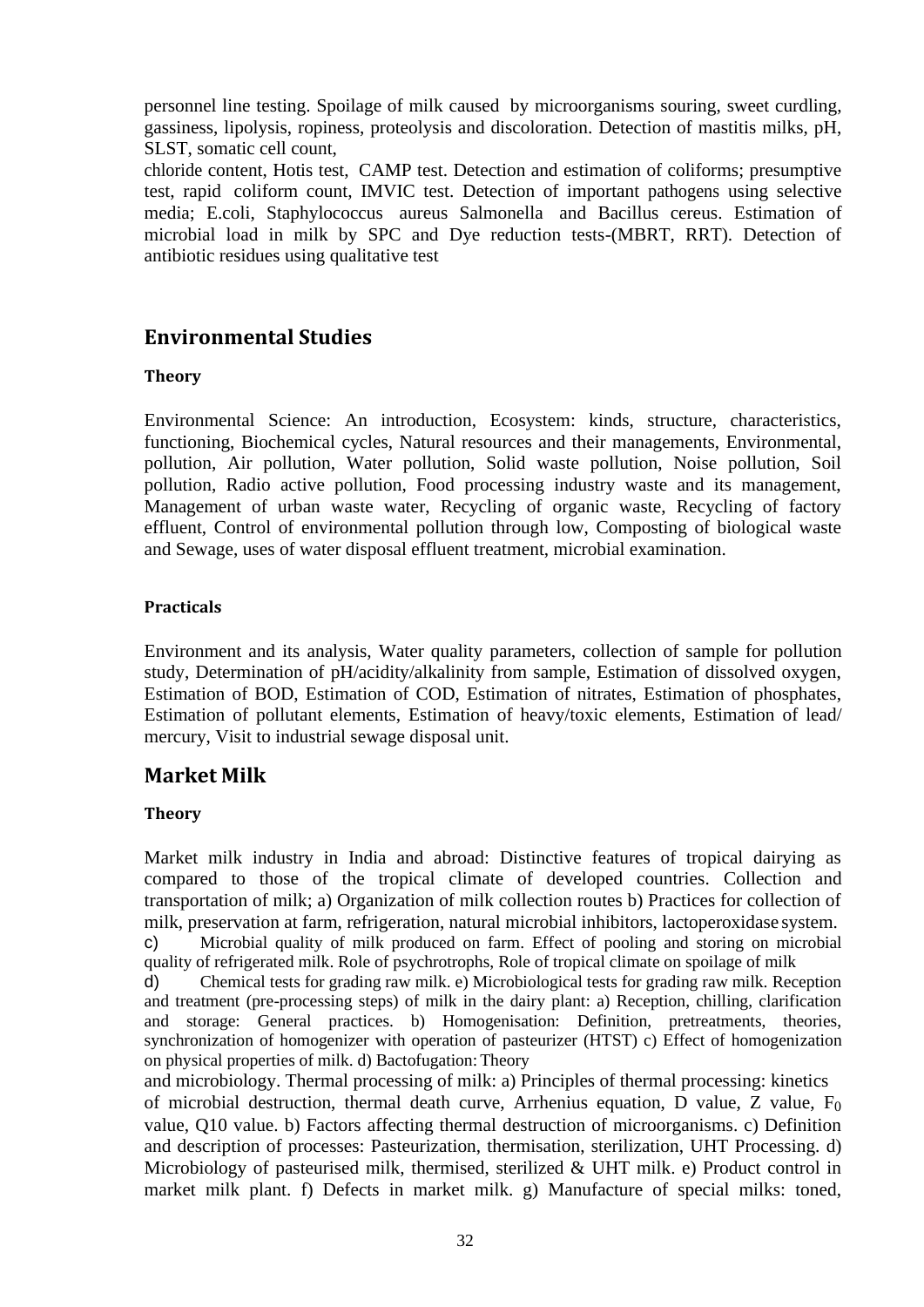personnel line testing. Spoilage of milk caused by microorganisms souring, sweet curdling, gassiness, lipolysis, ropiness, proteolysis and discoloration. Detection of mastitis milks, pH, SLST, somatic cell count,

chloride content, Hotis test, CAMP test. Detection and estimation of coliforms; presumptive test, rapid coliform count, IMVIC test. Detection of important pathogens using selective media; E.coli, Staphylococcus aureus Salmonella and Bacillus cereus. Estimation of microbial load in milk by SPC and Dye reduction tests-(MBRT, RRT). Detection of antibiotic residues using qualitative test

## Environmental Studies

### Theory

Environmental Science: An introduction, Ecosystem: kinds, structure, characteristics, functioning, Biochemical cycles, Natural resources and their managements, Environmental, pollution, Air pollution, Water pollution, Solid waste pollution, Noise pollution, Soil pollution, Radio active pollution, Food processing industry waste and its management, Management of urban waste water, Recycling of organic waste, Recycling of factory effluent, Control of environmental pollution through low, Composting of biological waste and Sewage, uses of water disposal effluent treatment, microbial examination.

### Practicals

Environment and its analysis, Water quality parameters, collection of sample for pollution study, Determination of pH/acidity/alkalinity from sample, Estimation of dissolved oxygen, Estimation of BOD, Estimation of COD, Estimation of nitrates, Estimation of phosphates, Estimation of pollutant elements, Estimation of heavy/toxic elements, Estimation of lead/ mercury, Visit to industrial sewage disposal unit.

## Market Milk

### Theory

Market milk industry in India and abroad: Distinctive features of tropical dairying as compared to those of the tropical climate of developed countries. Collection and transportation of milk; a) Organization of milk collection routes b) Practices for collection of milk, preservation at farm, refrigeration, natural microbial inhibitors, lactoperoxidase system.

c) Microbial quality of milk produced on farm. Effect of pooling and storing on microbial quality of refrigerated milk. Role of psychrotrophs, Role of tropical climate on spoilage of milk

d) Chemical tests for grading raw milk. e) Microbiological tests for grading raw milk. Reception and treatment (pre-processing steps) of milk in the dairy plant: a) Reception, chilling, clarification and storage: General practices. b) Homogenisation: Definition, pretreatments, theories, synchronization of homogenizer with operation of pasteurizer (HTST) c) Effect of homogenization on physical properties of milk. d) Bactofugation: Theory

and microbiology. Thermal processing of milk: a) Principles of thermal processing: kinetics of microbial destruction, thermal death curve, Arrhenius equation, D value, Z value, $F_0$ value, Q10 value. b) Factors affecting thermal destruction of microorganisms. c) Definition and description of processes: Pasteurization, thermisation, sterilization, UHT Processing. d) Microbiology of pasteurised milk, thermised, sterilized & UHT milk. e) Product control in market milk plant. f) Defects in market milk. g) Manufacture of special milks: toned,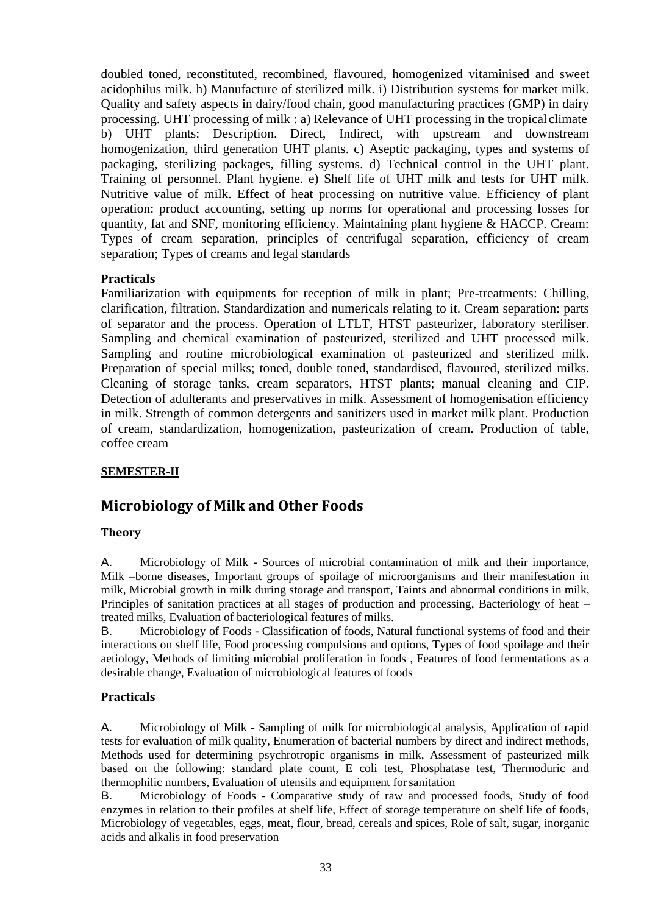doubled toned, reconstituted, recombined, flavoured, homogenized vitaminised and sweet acidophilus milk. h) Manufacture of sterilized milk. i) Distribution systems for market milk. Quality and safety aspects in dairy/food chain, good manufacturing practices (GMP) in dairy processing. UHT processing of milk : a) Relevance of UHT processing in the tropical climate b) UHT plants: Description. Direct, Indirect, with upstream and downstream homogenization, third generation UHT plants. c) Aseptic packaging, types and systems of packaging, sterilizing packages, filling systems. d) Technical control in the UHT plant. Training of personnel. Plant hygiene. e) Shelf life of UHT milk and tests for UHT milk. Nutritive value of milk. Effect of heat processing on nutritive value. Efficiency of plant operation: product accounting, setting up norms for operational and processing losses for quantity, fat and SNF, monitoring efficiency. Maintaining plant hygiene & HACCP. Cream: Types of cream separation, principles of centrifugal separation, efficiency of cream separation; Types of creams and legal standards

**Practicals**

Familiarization with equipments for reception of milk in plant; Pre-treatments: Chilling, clarification, filtration. Standardization and numericals relating to it. Cream separation: parts of separator and the process. Operation of LTLT, HTST pasteurizer, laboratory steriliser. Sampling and chemical examination of pasteurized, sterilized and UHT processed milk. Sampling and routine microbiological examination of pasteurized and sterilized milk. Preparation of special milks; toned, double toned, standardised, flavoured, sterilized milks. Cleaning of storage tanks, cream separators, HTST plants; manual cleaning and CIP. Detection of adulterants and preservatives in milk. Assessment of homogenisation efficiency in milk. Strength of common detergents and sanitizers used in market milk plant. Production of cream, standardization, homogenization, pasteurization of cream. Production of table, coffee cream

**SEMESTER-II**

## Microbiology of Milk and Other Foods

### Theory

A. Microbiology of Milk - Sources of microbial contamination of milk and their importance, Milk –borne diseases, Important groups of spoilage of microorganisms and their manifestation in milk, Microbial growth in milk during storage and transport, Taints and abnormal conditions in milk, Principles of sanitation practices at all stages of production and processing, Bacteriology of heat – treated milks, Evaluation of bacteriological features of milks.

B. Microbiology of Foods - Classification of foods, Natural functional systems of food and their interactions on shelf life, Food processing compulsions and options, Types of food spoilage and their aetiology, Methods of limiting microbial proliferation in foods , Features of food fermentations as a desirable change, Evaluation of microbiological features of foods

### Practicals

A. Microbiology of Milk - Sampling of milk for microbiological analysis, Application of rapid tests for evaluation of milk quality, Enumeration of bacterial numbers by direct and indirect methods, Methods used for determining psychrotropic organisms in milk, Assessment of pasteurized milk based on the following: standard plate count, E coli test, Phosphatase test, Thermoduric and thermophilic numbers, Evaluation of utensils and equipment for sanitation

B. Microbiology of Foods - Comparative study of raw and processed foods, Study of food enzymes in relation to their profiles at shelf life, Effect of storage temperature on shelf life of foods, Microbiology of vegetables, eggs, meat, flour, bread, cereals and spices, Role of salt, sugar, inorganic acids and alkalis in food preservation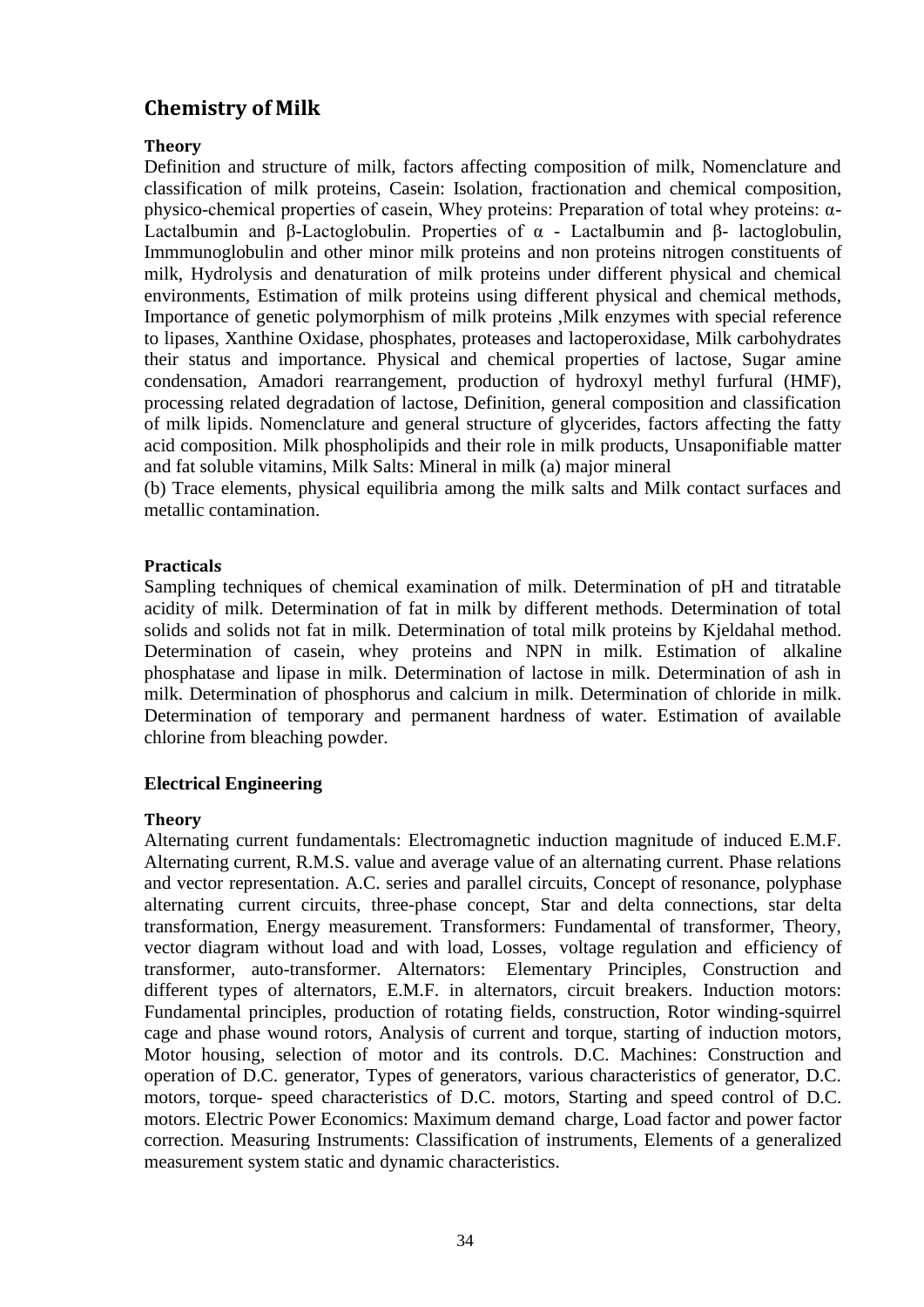## Chemistry of Milk

### Theory

Definition and structure of milk, factors affecting composition of milk, Nomenclature and classification of milk proteins, Casein: Isolation, fractionation and chemical composition, physico-chemical properties of casein, Whey proteins: Preparation of total whey proteins: α-Lactalbumin and β-Lactoglobulin. Properties of α - Lactalbumin and β- lactoglobulin, Immmunoglobulin and other minor milk proteins and non proteins nitrogen constituents of milk, Hydrolysis and denaturation of milk proteins under different physical and chemical environments, Estimation of milk proteins using different physical and chemical methods, Importance of genetic polymorphism of milk proteins ,Milk enzymes with special reference to lipases, Xanthine Oxidase, phosphates, proteases and lactoperoxidase, Milk carbohydrates their status and importance. Physical and chemical properties of lactose, Sugar amine condensation, Amadori rearrangement, production of hydroxyl methyl furfural (HMF), processing related degradation of lactose, Definition, general composition and classification of milk lipids. Nomenclature and general structure of glycerides, factors affecting the fatty acid composition. Milk phospholipids and their role in milk products, Unsaponifiable matter and fat soluble vitamins, Milk Salts: Mineral in milk (a) major mineral

(b) Trace elements, physical equilibria among the milk salts and Milk contact surfaces and metallic contamination.

### Practicals

Sampling techniques of chemical examination of milk. Determination of pH and titratable acidity of milk. Determination of fat in milk by different methods. Determination of total solids and solids not fat in milk. Determination of total milk proteins by Kjeldahal method. Determination of casein, whey proteins and NPN in milk. Estimation of alkaline phosphatase and lipase in milk. Determination of lactose in milk. Determination of ash in milk. Determination of phosphorus and calcium in milk. Determination of chloride in milk. Determination of temporary and permanent hardness of water. Estimation of available chlorine from bleaching powder.

## Electrical Engineering

### Theory

Alternating current fundamentals: Electromagnetic induction magnitude of induced E.M.F. Alternating current, R.M.S. value and average value of an alternating current. Phase relations and vector representation. A.C. series and parallel circuits, Concept of resonance, polyphase alternating current circuits, three-phase concept, Star and delta connections, star delta transformation, Energy measurement. Transformers: Fundamental of transformer, Theory, vector diagram without load and with load, Losses, voltage regulation and efficiency of transformer, auto-transformer. Alternators: Elementary Principles, Construction and different types of alternators, E.M.F. in alternators, circuit breakers. Induction motors: Fundamental principles, production of rotating fields, construction, Rotor winding-squirrel cage and phase wound rotors, Analysis of current and torque, starting of induction motors, Motor housing, selection of motor and its controls. D.C. Machines: Construction and operation of D.C. generator, Types of generators, various characteristics of generator, D.C. motors, torque- speed characteristics of D.C. motors, Starting and speed control of D.C. motors. Electric Power Economics: Maximum demand charge, Load factor and power factor correction. Measuring Instruments: Classification of instruments, Elements of a generalized measurement system static and dynamic characteristics.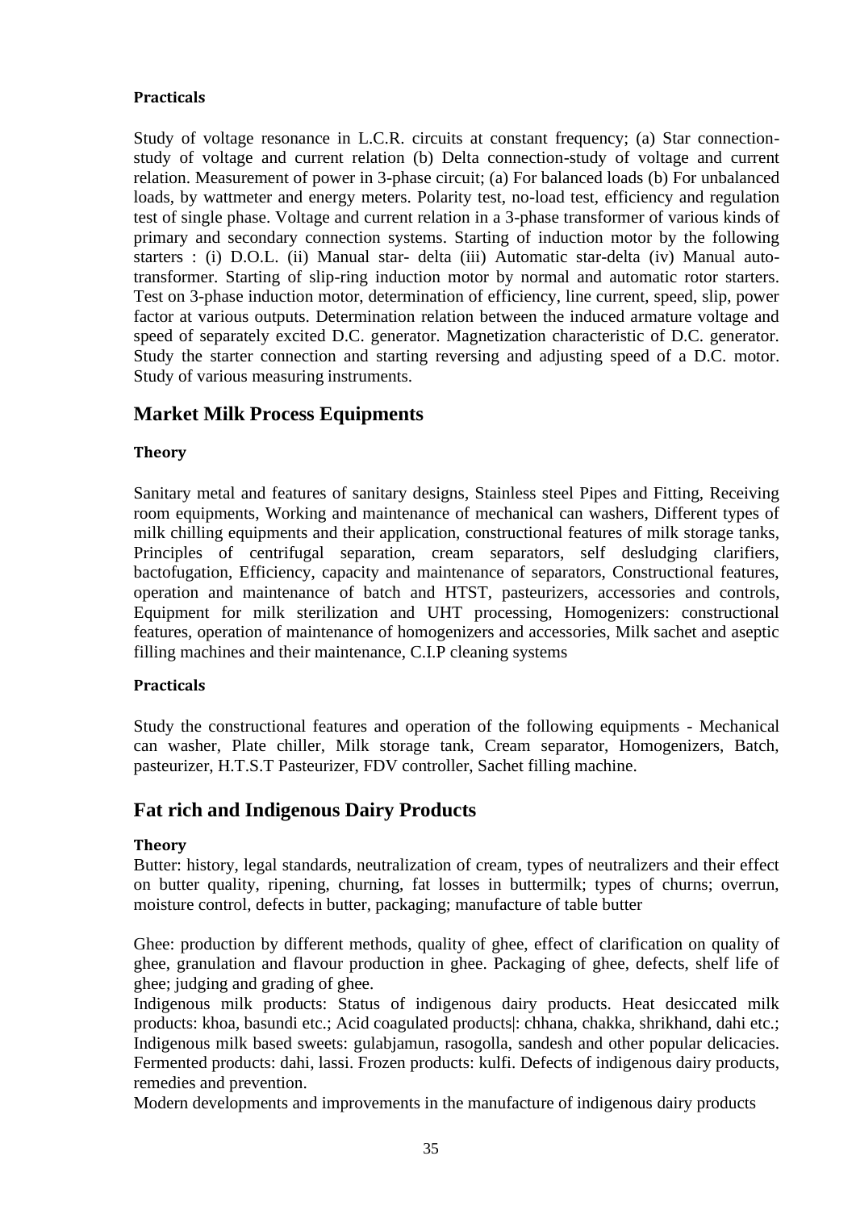#### Practicals

Study of voltage resonance in L.C.R. circuits at constant frequency; (a) Star connection-study of voltage and current relation (b) Delta connection-study of voltage and current relation. Measurement of power in 3-phase circuit; (a) For balanced loads (b) For unbalanced loads, by wattmeter and energy meters. Polarity test, no-load test, efficiency and regulation test of single phase. Voltage and current relation in a 3-phase transformer of various kinds of primary and secondary connection systems. Starting of induction motor by the following starters : (i) D.O.L. (ii) Manual star- delta (iii) Automatic star-delta (iv) Manual auto-transformer. Starting of slip-ring induction motor by normal and automatic rotor starters. Test on 3-phase induction motor, determination of efficiency, line current, speed, slip, power factor at various outputs. Determination relation between the induced armature voltage and speed of separately excited D.C. generator. Magnetization characteristic of D.C. generator. Study the starter connection and starting reversing and adjusting speed of a D.C. motor. Study of various measuring instruments.

## Market Milk Process Equipments

#### Theory

Sanitary metal and features of sanitary designs, Stainless steel Pipes and Fitting, Receiving room equipments, Working and maintenance of mechanical can washers, Different types of milk chilling equipments and their application, constructional features of milk storage tanks, Principles of centrifugal separation, cream separators, self desludging clarifiers, bactofugation, Efficiency, capacity and maintenance of separators, Constructional features, operation and maintenance of batch and HTST, pasteurizers, accessories and controls, Equipment for milk sterilization and UHT processing, Homogenizers: constructional features, operation of maintenance of homogenizers and accessories, Milk sachet and aseptic filling machines and their maintenance, C.I.P cleaning systems

#### Practicals

Study the constructional features and operation of the following equipments - Mechanical can washer, Plate chiller, Milk storage tank, Cream separator, Homogenizers, Batch, pasteurizer, H.T.S.T Pasteurizer, FDV controller, Sachet filling machine.

## Fat rich and Indigenous Dairy Products

#### Theory

Butter: history, legal standards, neutralization of cream, types of neutralizers and their effect on butter quality, ripening, churning, fat losses in buttermilk; types of churns; overrun, moisture control, defects in butter, packaging; manufacture of table butter

Ghee: production by different methods, quality of ghee, effect of clarification on quality of ghee, granulation and flavour production in ghee. Packaging of ghee, defects, shelf life of ghee; judging and grading of ghee.

Indigenous milk products: Status of indigenous dairy products. Heat desiccated milk products: khoa, basundi etc.; Acid coagulated products|: chhana, chakka, shrikhand, dahi etc.; Indigenous milk based sweets: gulabjamun, rasogolla, sandesh and other popular delicacies. Fermented products: dahi, lassi. Frozen products: kulfi. Defects of indigenous dairy products, remedies and prevention.

Modern developments and improvements in the manufacture of indigenous dairy products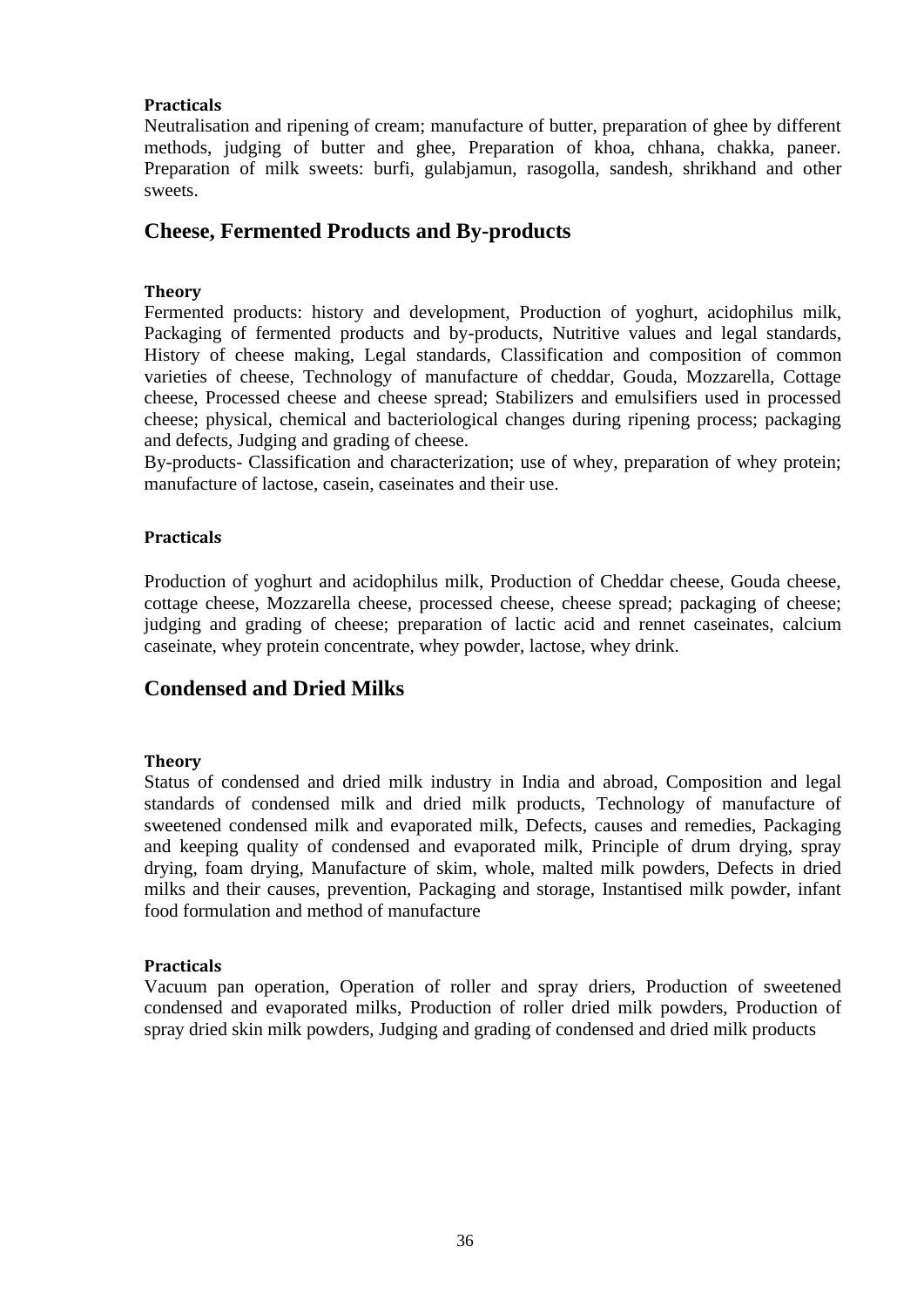#### Practicals

Neutralisation and ripening of cream; manufacture of butter, preparation of ghee by different methods, judging of butter and ghee, Preparation of khoa, chhana, chakka, paneer. Preparation of milk sweets: burfi, gulabjamun, rasogolla, sandesh, shrikhand and other sweets.

## Cheese, Fermented Products and By-products

#### Theory

Fermented products: history and development, Production of yoghurt, acidophilus milk, Packaging of fermented products and by-products, Nutritive values and legal standards, History of cheese making, Legal standards, Classification and composition of common varieties of cheese, Technology of manufacture of cheddar, Gouda, Mozzarella, Cottage cheese, Processed cheese and cheese spread; Stabilizers and emulsifiers used in processed cheese; physical, chemical and bacteriological changes during ripening process; packaging and defects, Judging and grading of cheese.

By-products- Classification and characterization; use of whey, preparation of whey protein; manufacture of lactose, casein, caseinates and their use.

#### Practicals

Production of yoghurt and acidophilus milk, Production of Cheddar cheese, Gouda cheese, cottage cheese, Mozzarella cheese, processed cheese, cheese spread; packaging of cheese; judging and grading of cheese; preparation of lactic acid and rennet caseinates, calcium caseinate, whey protein concentrate, whey powder, lactose, whey drink.

## Condensed and Dried Milks

#### Theory

Status of condensed and dried milk industry in India and abroad, Composition and legal standards of condensed milk and dried milk products, Technology of manufacture of sweetened condensed milk and evaporated milk, Defects, causes and remedies, Packaging and keeping quality of condensed and evaporated milk, Principle of drum drying, spray drying, foam drying, Manufacture of skim, whole, malted milk powders, Defects in dried milks and their causes, prevention, Packaging and storage, Instantised milk powder, infant food formulation and method of manufacture

#### Practicals

Vacuum pan operation, Operation of roller and spray driers, Production of sweetened condensed and evaporated milks, Production of roller dried milk powders, Production of spray dried skin milk powders, Judging and grading of condensed and dried milk products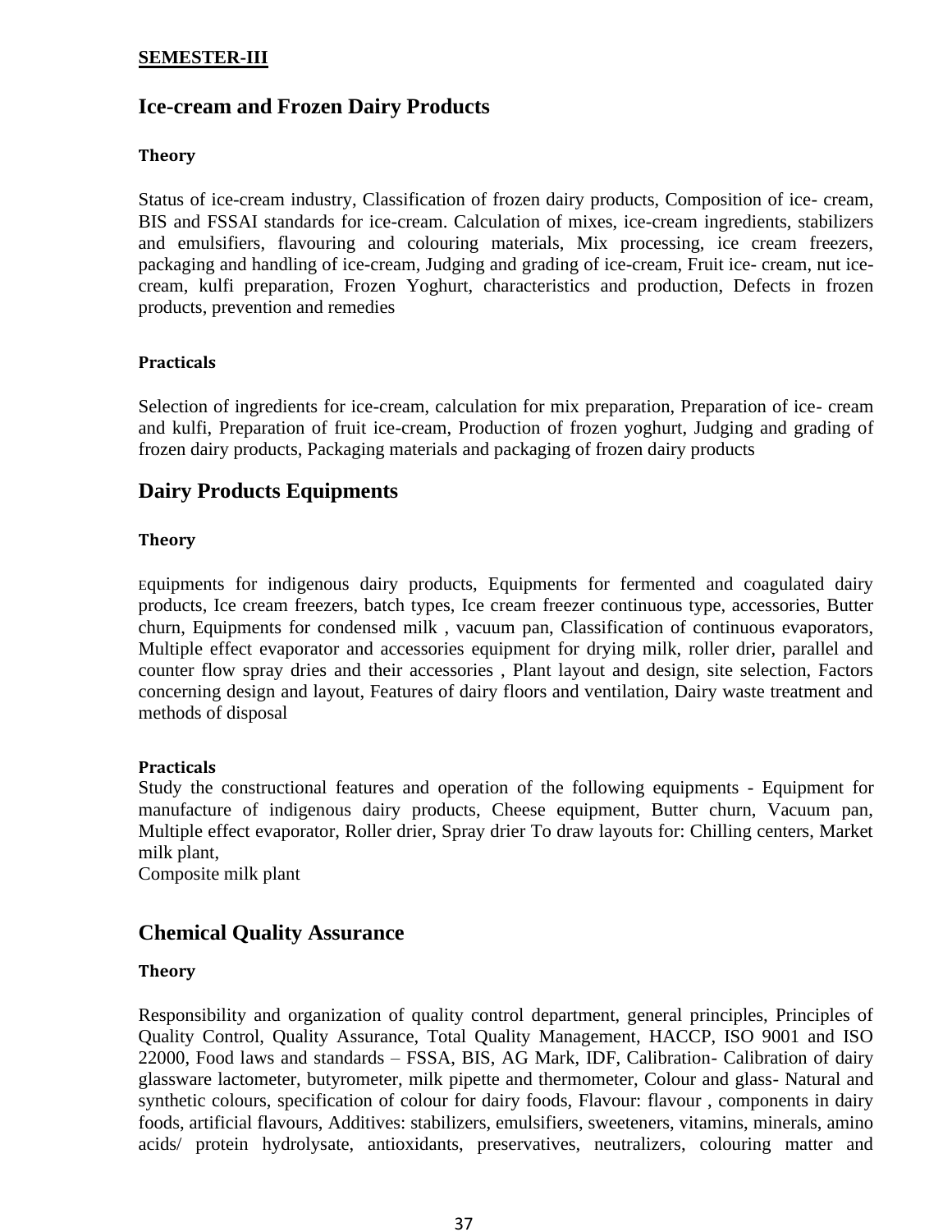**SEMESTER-III**

## Ice-cream and Frozen Dairy Products

#### Theory

Status of ice-cream industry, Classification of frozen dairy products, Composition of ice- cream, BIS and FSSAI standards for ice-cream. Calculation of mixes, ice-cream ingredients, stabilizers and emulsifiers, flavouring and colouring materials, Mix processing, ice cream freezers, packaging and handling of ice-cream, Judging and grading of ice-cream, Fruit ice- cream, nut ice-cream, kulfi preparation, Frozen Yoghurt, characteristics and production, Defects in frozen products, prevention and remedies

#### Practicals

Selection of ingredients for ice-cream, calculation for mix preparation, Preparation of ice- cream and kulfi, Preparation of fruit ice-cream, Production of frozen yoghurt, Judging and grading of frozen dairy products, Packaging materials and packaging of frozen dairy products

## Dairy Products Equipments

#### Theory

Equipments for indigenous dairy products, Equipments for fermented and coagulated dairy products, Ice cream freezers, batch types, Ice cream freezer continuous type, accessories, Butter churn, Equipments for condensed milk , vacuum pan, Classification of continuous evaporators, Multiple effect evaporator and accessories equipment for drying milk, roller drier, parallel and counter flow spray dries and their accessories , Plant layout and design, site selection, Factors concerning design and layout, Features of dairy floors and ventilation, Dairy waste treatment and methods of disposal

#### Practicals

Study the constructional features and operation of the following equipments - Equipment for manufacture of indigenous dairy products, Cheese equipment, Butter churn, Vacuum pan, Multiple effect evaporator, Roller drier, Spray drier To draw layouts for: Chilling centers, Market milk plant,
Composite milk plant

## Chemical Quality Assurance

#### Theory

Responsibility and organization of quality control department, general principles, Principles of Quality Control, Quality Assurance, Total Quality Management, HACCP, ISO 9001 and ISO 22000, Food laws and standards – FSSA, BIS, AG Mark, IDF, Calibration- Calibration of dairy glassware lactometer, butyrometer, milk pipette and thermometer, Colour and glass- Natural and synthetic colours, specification of colour for dairy foods, Flavour: flavour , components in dairy foods, artificial flavours, Additives: stabilizers, emulsifiers, sweeteners, vitamins, minerals, amino acids/ protein hydrolysate, antioxidants, preservatives, neutralizers, colouring matter and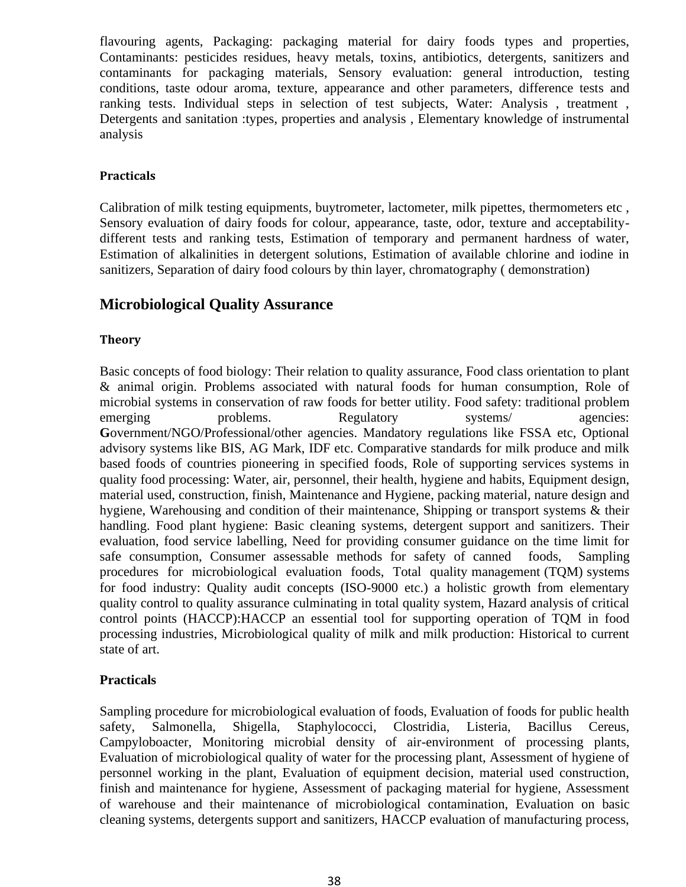flavouring agents, Packaging: packaging material for dairy foods types and properties, Contaminants: pesticides residues, heavy metals, toxins, antibiotics, detergents, sanitizers and contaminants for packaging materials, Sensory evaluation: general introduction, testing conditions, taste odour aroma, texture, appearance and other parameters, difference tests and ranking tests. Individual steps in selection of test subjects, Water: Analysis , treatment , Detergents and sanitation :types, properties and analysis , Elementary knowledge of instrumental analysis

**Practicals**

Calibration of milk testing equipments, buytrometer, lactometer, milk pipettes, thermometers etc , Sensory evaluation of dairy foods for colour, appearance, taste, odor, texture and acceptability-different tests and ranking tests, Estimation of temporary and permanent hardness of water, Estimation of alkalinities in detergent solutions, Estimation of available chlorine and iodine in sanitizers, Separation of dairy food colours by thin layer, chromatography ( demonstration)

## Microbiological Quality Assurance

**Theory**

Basic concepts of food biology: Their relation to quality assurance, Food class orientation to plant & animal origin. Problems associated with natural foods for human consumption, Role of microbial systems in conservation of raw foods for better utility. Food safety: traditional problem emerging problems. Regulatory systems/ agencies: **G**overnment/NGO/Professional/other agencies. Mandatory regulations like FSSA etc, Optional advisory systems like BIS, AG Mark, IDF etc. Comparative standards for milk produce and milk based foods of countries pioneering in specified foods, Role of supporting services systems in quality food processing: Water, air, personnel, their health, hygiene and habits, Equipment design, material used, construction, finish, Maintenance and Hygiene, packing material, nature design and hygiene, Warehousing and condition of their maintenance, Shipping or transport systems & their handling. Food plant hygiene: Basic cleaning systems, detergent support and sanitizers. Their evaluation, food service labelling, Need for providing consumer guidance on the time limit for safe consumption, Consumer assessable methods for safety of canned foods, Sampling procedures for microbiological evaluation foods, Total quality management (TQM) systems for food industry: Quality audit concepts (ISO-9000 etc.) a holistic growth from elementary quality control to quality assurance culminating in total quality system, Hazard analysis of critical control points (HACCP):HACCP an essential tool for supporting operation of TQM in food processing industries, Microbiological quality of milk and milk production: Historical to current state of art.

**Practicals**

Sampling procedure for microbiological evaluation of foods, Evaluation of foods for public health safety, Salmonella, Shigella, Staphylococci, Clostridia, Listeria, Bacillus Cereus, Campyloboacter, Monitoring microbial density of air-environment of processing plants, Evaluation of microbiological quality of water for the processing plant, Assessment of hygiene of personnel working in the plant, Evaluation of equipment decision, material used construction, finish and maintenance for hygiene, Assessment of packaging material for hygiene, Assessment of warehouse and their maintenance of microbiological contamination, Evaluation on basic cleaning systems, detergents support and sanitizers, HACCP evaluation of manufacturing process,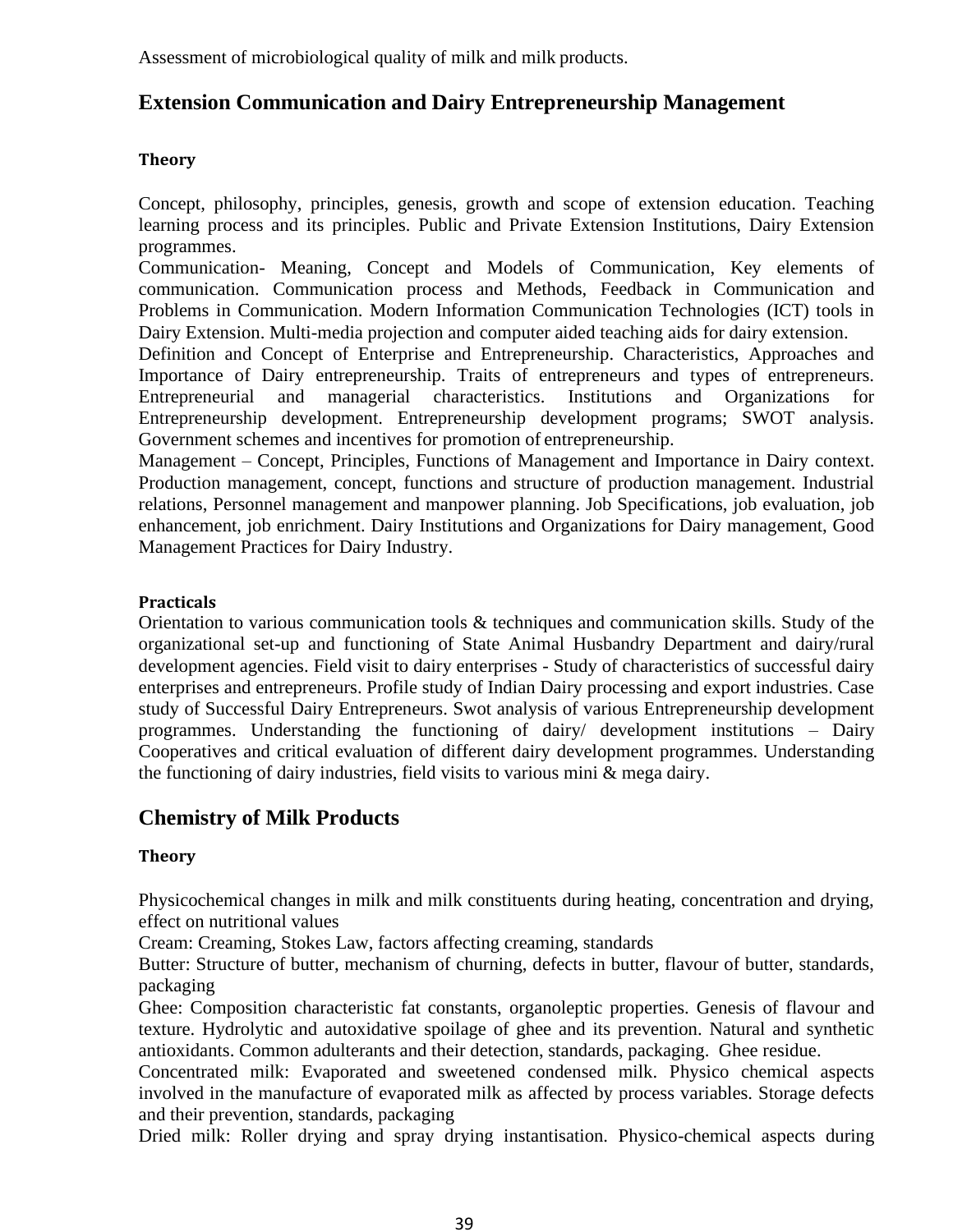Assessment of microbiological quality of milk and milk products.

## Extension Communication and Dairy Entrepreneurship Management

### Theory

Concept, philosophy, principles, genesis, growth and scope of extension education. Teaching learning process and its principles. Public and Private Extension Institutions, Dairy Extension programmes.

Communication- Meaning, Concept and Models of Communication, Key elements of communication. Communication process and Methods, Feedback in Communication and Problems in Communication. Modern Information Communication Technologies (ICT) tools in Dairy Extension. Multi-media projection and computer aided teaching aids for dairy extension.

Definition and Concept of Enterprise and Entrepreneurship. Characteristics, Approaches and Importance of Dairy entrepreneurship. Traits of entrepreneurs and types of entrepreneurs. Entrepreneurial and managerial characteristics. Institutions and Organizations for Entrepreneurship development. Entrepreneurship development programs; SWOT analysis. Government schemes and incentives for promotion of entrepreneurship.

Management – Concept, Principles, Functions of Management and Importance in Dairy context. Production management, concept, functions and structure of production management. Industrial relations, Personnel management and manpower planning. Job Specifications, job evaluation, job enhancement, job enrichment. Dairy Institutions and Organizations for Dairy management, Good Management Practices for Dairy Industry.

### Practicals

Orientation to various communication tools & techniques and communication skills. Study of the organizational set-up and functioning of State Animal Husbandry Department and dairy/rural development agencies. Field visit to dairy enterprises - Study of characteristics of successful dairy enterprises and entrepreneurs. Profile study of Indian Dairy processing and export industries. Case study of Successful Dairy Entrepreneurs. Swot analysis of various Entrepreneurship development programmes. Understanding the functioning of dairy/ development institutions – Dairy Cooperatives and critical evaluation of different dairy development programmes. Understanding the functioning of dairy industries, field visits to various mini & mega dairy.

## Chemistry of Milk Products

### Theory

Physicochemical changes in milk and milk constituents during heating, concentration and drying, effect on nutritional values

Cream: Creaming, Stokes Law, factors affecting creaming, standards

Butter: Structure of butter, mechanism of churning, defects in butter, flavour of butter, standards, packaging

Ghee: Composition characteristic fat constants, organoleptic properties. Genesis of flavour and texture. Hydrolytic and autoxidative spoilage of ghee and its prevention. Natural and synthetic antioxidants. Common adulterants and their detection, standards, packaging. Ghee residue.

Concentrated milk: Evaporated and sweetened condensed milk. Physico chemical aspects involved in the manufacture of evaporated milk as affected by process variables. Storage defects and their prevention, standards, packaging

Dried milk: Roller drying and spray drying instantisation. Physico-chemical aspects during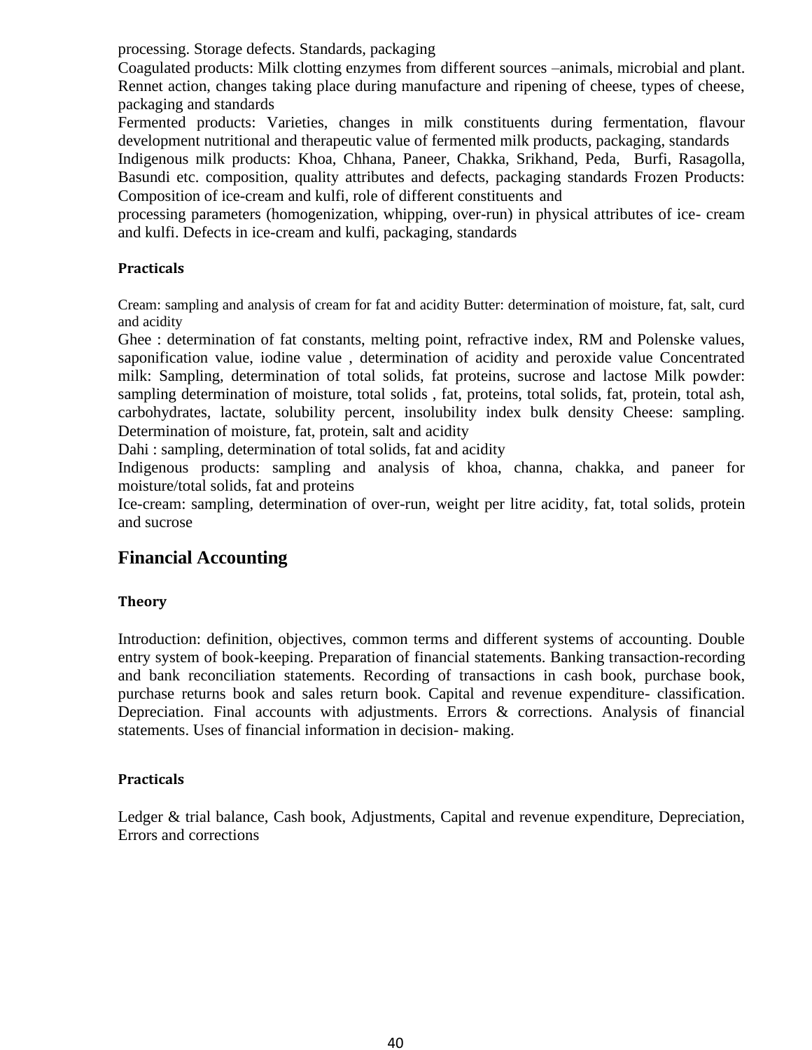processing. Storage defects. Standards, packaging

Coagulated products: Milk clotting enzymes from different sources –animals, microbial and plant. Rennet action, changes taking place during manufacture and ripening of cheese, types of cheese, packaging and standards

Fermented products: Varieties, changes in milk constituents during fermentation, flavour development nutritional and therapeutic value of fermented milk products, packaging, standards

Indigenous milk products: Khoa, Chhana, Paneer, Chakka, Srikhand, Peda, Burfi, Rasagolla, Basundi etc. composition, quality attributes and defects, packaging standards Frozen Products: Composition of ice-cream and kulfi, role of different constituents and

processing parameters (homogenization, whipping, over-run) in physical attributes of ice- cream and kulfi. Defects in ice-cream and kulfi, packaging, standards

#### Practicals

Cream: sampling and analysis of cream for fat and acidity Butter: determination of moisture, fat, salt, curd and acidity

Ghee : determination of fat constants, melting point, refractive index, RM and Polenske values, saponification value, iodine value , determination of acidity and peroxide value Concentrated milk: Sampling, determination of total solids, fat proteins, sucrose and lactose Milk powder: sampling determination of moisture, total solids , fat, proteins, total solids, fat, protein, total ash, carbohydrates, lactate, solubility percent, insolubility index bulk density Cheese: sampling. Determination of moisture, fat, protein, salt and acidity

Dahi : sampling, determination of total solids, fat and acidity

Indigenous products: sampling and analysis of khoa, channa, chakka, and paneer for moisture/total solids, fat and proteins

Ice-cream: sampling, determination of over-run, weight per litre acidity, fat, total solids, protein and sucrose

## Financial Accounting

#### Theory

Introduction: definition, objectives, common terms and different systems of accounting. Double entry system of book-keeping. Preparation of financial statements. Banking transaction-recording and bank reconciliation statements. Recording of transactions in cash book, purchase book, purchase returns book and sales return book. Capital and revenue expenditure- classification. Depreciation. Final accounts with adjustments. Errors & corrections. Analysis of financial statements. Uses of financial information in decision- making.

#### Practicals

Ledger & trial balance, Cash book, Adjustments, Capital and revenue expenditure, Depreciation, Errors and corrections